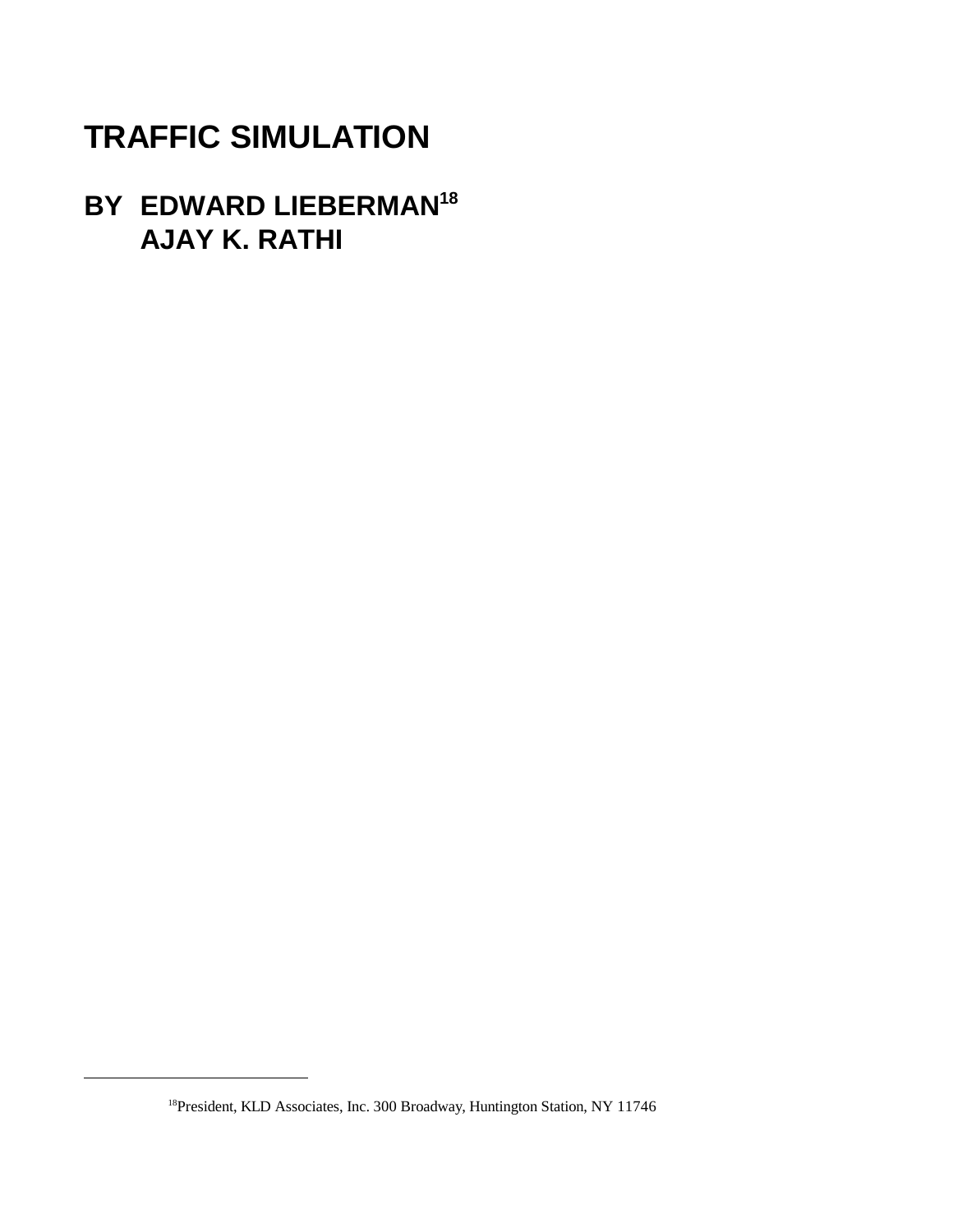# TRAFFIC SIMULATION

## BY EDWARD LIEBERMAN[18]
## AJAY K. RATHI

---

[18]President, KLD Associates, Inc. 300 Broadway, Huntington Station, NY 11746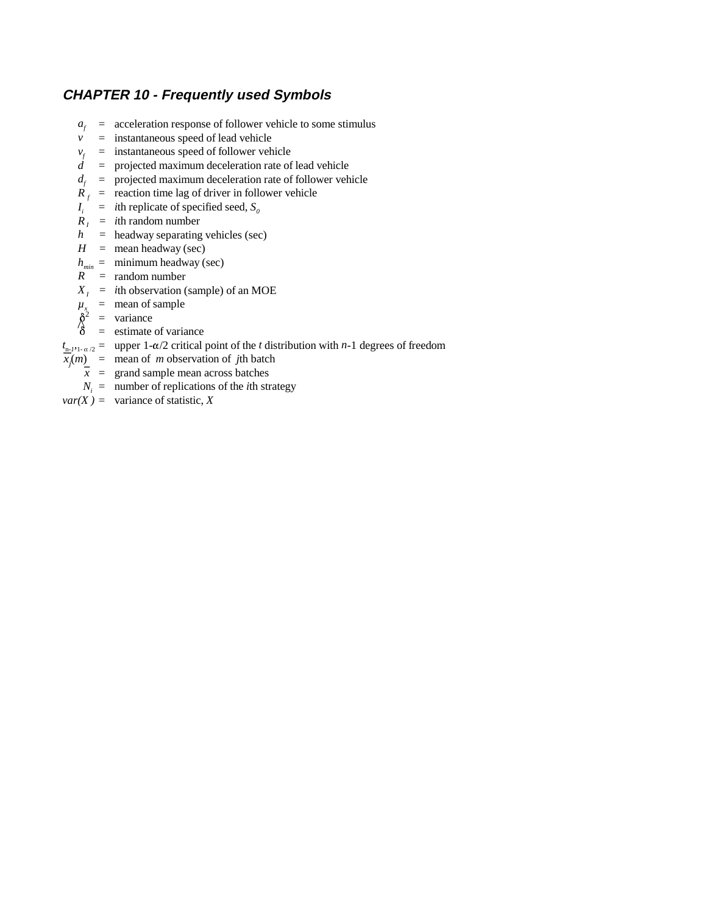### *CHAPTER 10 - Frequently used Symbols*

$a_f$ = acceleration response of follower vehicle to some stimulus
$v$ = instantaneous speed of lead vehicle
$v_f$ = instantaneous speed of follower vehicle
$d$ = projected maximum deceleration rate of lead vehicle
$d_f$ = projected maximum deceleration rate of follower vehicle
$R_f$ = reaction time lag of driver in follower vehicle
$I_i$ = *i*th replicate of specified seed, $S_0$
$R_I$ = *i*th random number
$h$ = headway separating vehicles (sec)
$H$ = mean headway (sec)
$h_{min}$ = minimum headway (sec)
$R$ = random number
$X_I$ = *i*th observation (sample) of an MOE
$\mu_x$ = mean of sample
$\delta^2$ = variance
$\hat{\delta}$ = estimate of variance
$t_{n-1, 1-\alpha/2}$ = upper 1-$\alpha$/2 critical point of the *t* distribution with *n*-1 degrees of freedom
$\overline{x_j(m)}$ = mean of *m* observation of *j*th batch
$\bar{x}$ = grand sample mean across batches
$N_i$ = number of replications of the *i*th strategy
$var(X)$ = variance of statistic, *X*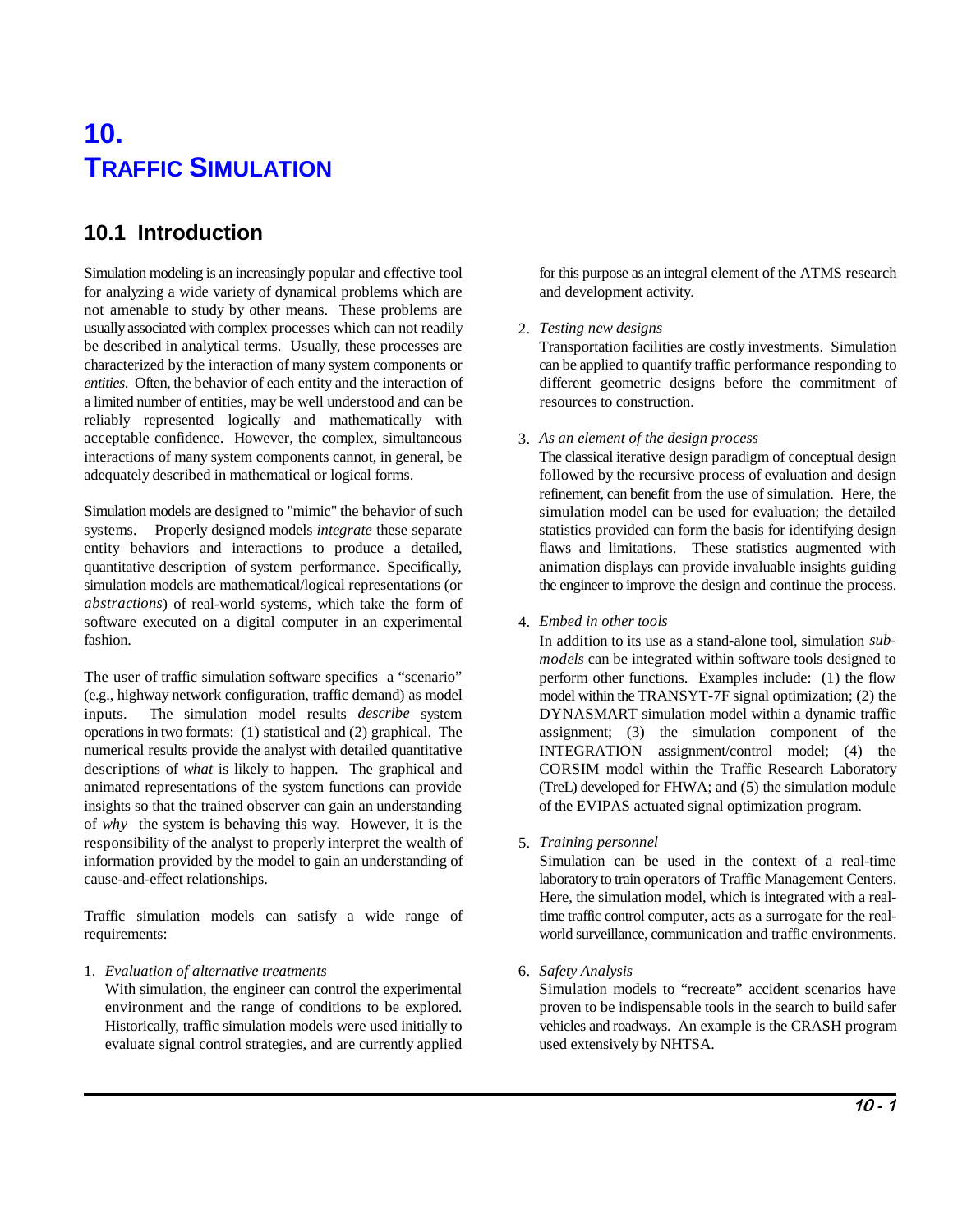# 10. TRAFFIC SIMULATION

## 10.1 Introduction

Simulation modeling is an increasingly popular and effective tool for analyzing a wide variety of dynamical problems which are not amenable to study by other means. These problems are usually associated with complex processes which can not readily be described in analytical terms. Usually, these processes are characterized by the interaction of many system components or *entities*. Often, the behavior of each entity and the interaction of a limited number of entities, may be well understood and can be reliably represented logically and mathematically with acceptable confidence. However, the complex, simultaneous interactions of many system components cannot, in general, be adequately described in mathematical or logical forms.

Simulation models are designed to "mimic" the behavior of such systems. Properly designed models *integrate* these separate entity behaviors and interactions to produce a detailed, quantitative description of system performance. Specifically, simulation models are mathematical/logical representations (or *abstractions*) of real-world systems, which take the form of software executed on a digital computer in an experimental fashion.

The user of traffic simulation software specifies a "scenario" (e.g., highway network configuration, traffic demand) as model inputs. The simulation model results *describe* system operations in two formats: (1) statistical and (2) graphical. The numerical results provide the analyst with detailed quantitative descriptions of *what* is likely to happen. The graphical and animated representations of the system functions can provide insights so that the trained observer can gain an understanding of *why* the system is behaving this way. However, it is the responsibility of the analyst to properly interpret the wealth of information provided by the model to gain an understanding of cause-and-effect relationships.

Traffic simulation models can satisfy a wide range of requirements:

1. *Evaluation of alternative treatments*
   With simulation, the engineer can control the experimental environment and the range of conditions to be explored. Historically, traffic simulation models were used initially to evaluate signal control strategies, and are currently applied for this purpose as an integral element of the ATMS research and development activity.

2. *Testing new designs*
   Transportation facilities are costly investments. Simulation can be applied to quantify traffic performance responding to different geometric designs before the commitment of resources to construction.

3. *As an element of the design process*
   The classical iterative design paradigm of conceptual design followed by the recursive process of evaluation and design refinement, can benefit from the use of simulation. Here, the simulation model can be used for evaluation; the detailed statistics provided can form the basis for identifying design flaws and limitations. These statistics augmented with animation displays can provide invaluable insights guiding the engineer to improve the design and continue the process.

4. *Embed in other tools*
   In addition to its use as a stand-alone tool, simulation *sub-models* can be integrated within software tools designed to perform other functions. Examples include: (1) the flow model within the TRANSYT-7F signal optimization; (2) the DYNASMART simulation model within a dynamic traffic assignment; (3) the simulation component of the INTEGRATION assignment/control model; (4) the CORSIM model within the Traffic Research Laboratory (TreL) developed for FHWA; and (5) the simulation module of the EVIPAS actuated signal optimization program.

5. *Training personnel*
   Simulation can be used in the context of a real-time laboratory to train operators of Traffic Management Centers. Here, the simulation model, which is integrated with a real-time traffic control computer, acts as a surrogate for the real-world surveillance, communication and traffic environments.

6. *Safety Analysis*
   Simulation models to "recreate" accident scenarios have proven to be indispensable tools in the search to build safer vehicles and roadways. An example is the CRASH program used extensively by NHTSA.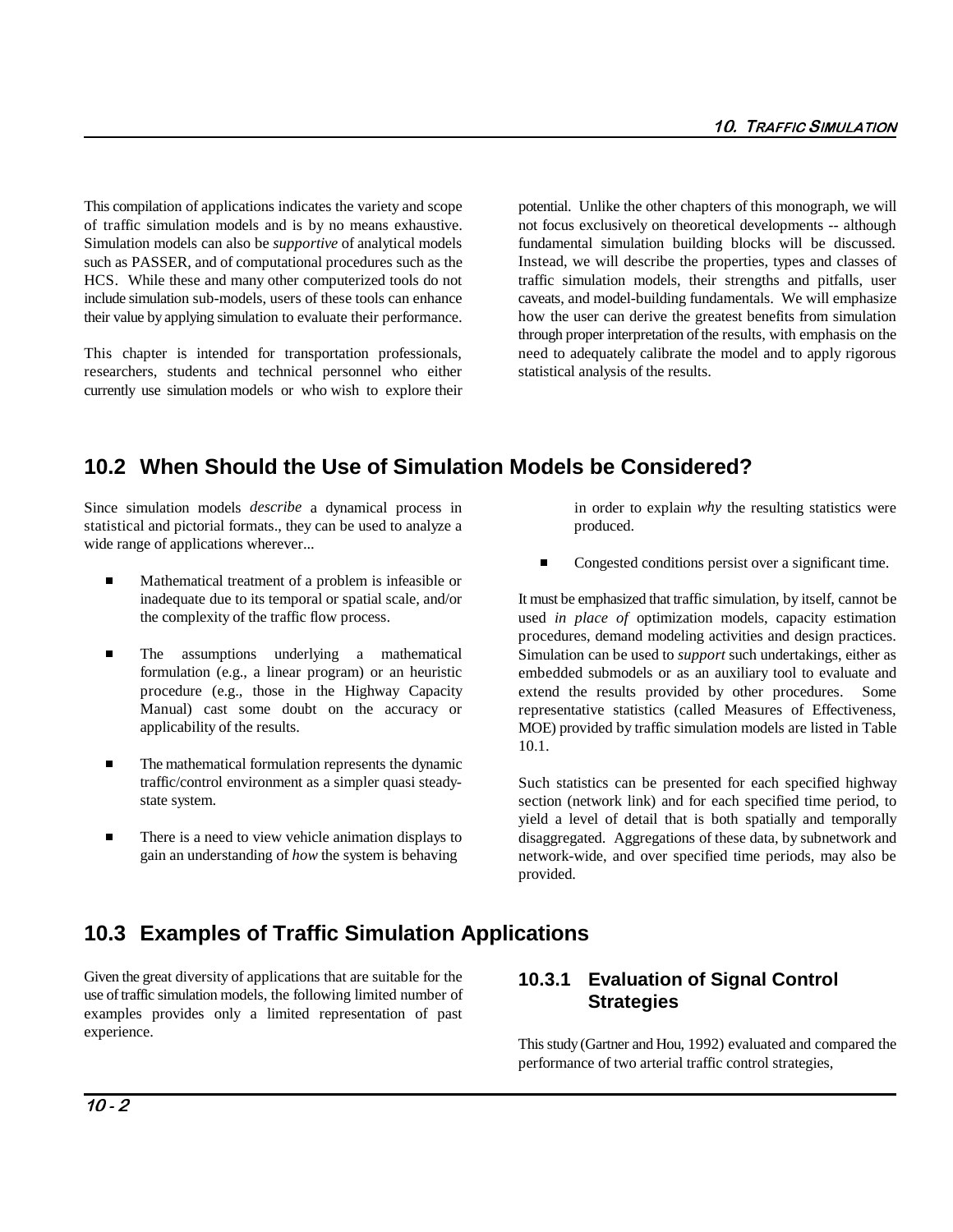This compilation of applications indicates the variety and scope of traffic simulation models and is by no means exhaustive. Simulation models can also be *supportive* of analytical models such as PASSER, and of computational procedures such as the HCS. While these and many other computerized tools do not include simulation sub-models, users of these tools can enhance their value by applying simulation to evaluate their performance.

This chapter is intended for transportation professionals, researchers, students and technical personnel who either currently use simulation models or who wish to explore their potential. Unlike the other chapters of this monograph, we will not focus exclusively on theoretical developments -- although fundamental simulation building blocks will be discussed. Instead, we will describe the properties, types and classes of traffic simulation models, their strengths and pitfalls, user caveats, and model-building fundamentals. We will emphasize how the user can derive the greatest benefits from simulation through proper interpretation of the results, with emphasis on the need to adequately calibrate the model and to apply rigorous statistical analysis of the results.

## 10.2 When Should the Use of Simulation Models be Considered?

Since simulation models *describe* a dynamical process in statistical and pictorial formats., they can be used to analyze a wide range of applications wherever...

- Mathematical treatment of a problem is infeasible or inadequate due to its temporal or spatial scale, and/or the complexity of the traffic flow process.
- The assumptions underlying a mathematical formulation (e.g., a linear program) or an heuristic procedure (e.g., those in the Highway Capacity Manual) cast some doubt on the accuracy or applicability of the results.
- The mathematical formulation represents the dynamic traffic/control environment as a simpler quasi steady-state system.
- There is a need to view vehicle animation displays to gain an understanding of *how* the system is behaving in order to explain *why* the resulting statistics were produced.
- Congested conditions persist over a significant time.

It must be emphasized that traffic simulation, by itself, cannot be used *in place of* optimization models, capacity estimation procedures, demand modeling activities and design practices. Simulation can be used to *support* such undertakings, either as embedded submodels or as an auxiliary tool to evaluate and extend the results provided by other procedures. Some representative statistics (called Measures of Effectiveness, MOE) provided by traffic simulation models are listed in Table 10.1.

Such statistics can be presented for each specified highway section (network link) and for each specified time period, to yield a level of detail that is both spatially and temporally disaggregated. Aggregations of these data, by subnetwork and network-wide, and over specified time periods, may also be provided.

## 10.3 Examples of Traffic Simulation Applications

Given the great diversity of applications that are suitable for the use of traffic simulation models, the following limited number of examples provides only a limited representation of past experience.

### 10.3.1 Evaluation of Signal Control Strategies

This study (Gartner and Hou, 1992) evaluated and compared the performance of two arterial traffic control strategies,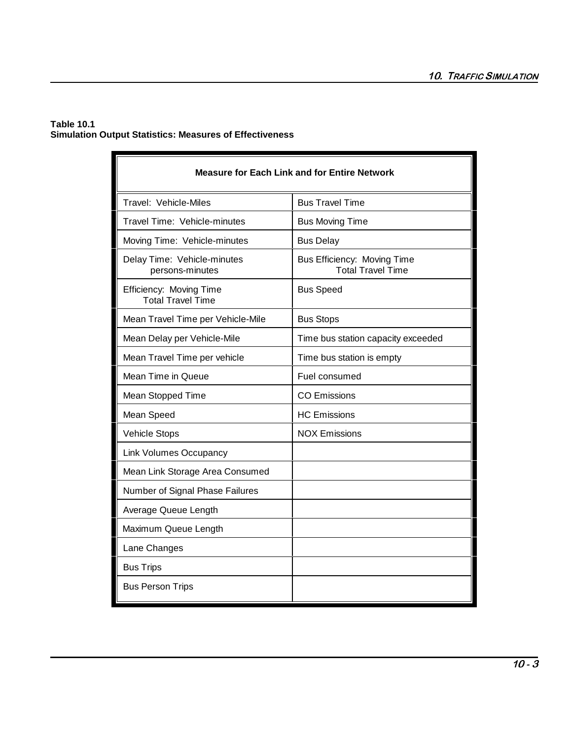**Table 10.1**
**Simulation Output Statistics: Measures of Effectiveness**

| Measure for Each Link and for Entire Network | |
|---|---|
| Travel: Vehicle-Miles | Bus Travel Time |
| Travel Time: Vehicle-minutes | Bus Moving Time |
| Moving Time: Vehicle-minutes | Bus Delay |
| Delay Time: Vehicle-minutes persons-minutes | Bus Efficiency: Moving Time / Total Travel Time |
| Efficiency: Moving Time / Total Travel Time | Bus Speed |
| Mean Travel Time per Vehicle-Mile | Bus Stops |
| Mean Delay per Vehicle-Mile | Time bus station capacity exceeded |
| Mean Travel Time per vehicle | Time bus station is empty |
| Mean Time in Queue | Fuel consumed |
| Mean Stopped Time | CO Emissions |
| Mean Speed | HC Emissions |
| Vehicle Stops | NOX Emissions |
| Link Volumes Occupancy | |
| Mean Link Storage Area Consumed | |
| Number of Signal Phase Failures | |
| Average Queue Length | |
| Maximum Queue Length | |
| Lane Changes | |
| Bus Trips | |
| Bus Person Trips | |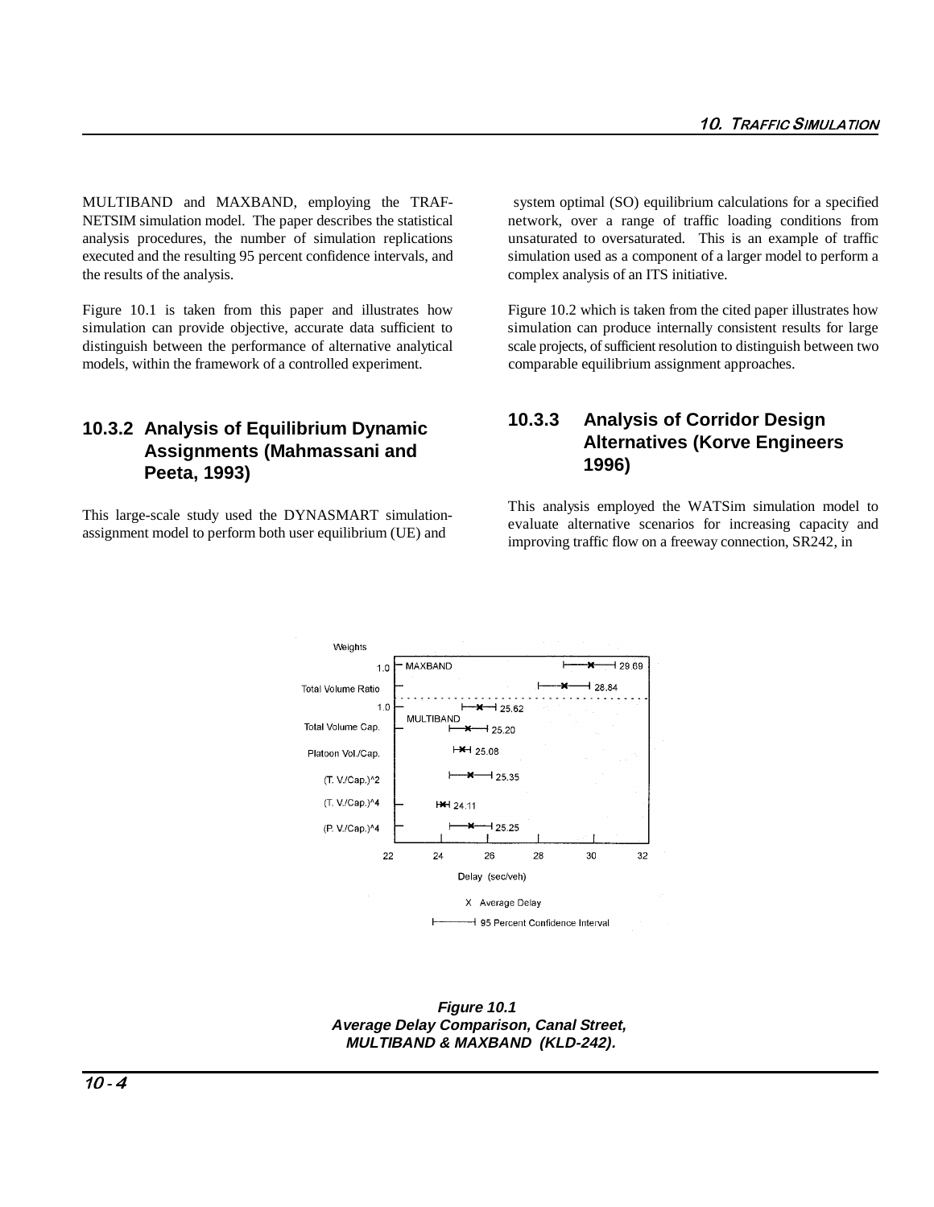MULTIBAND and MAXBAND, employing the TRAF-NETSIM simulation model. The paper describes the statistical analysis procedures, the number of simulation replications executed and the resulting 95 percent confidence intervals, and the results of the analysis.

Figure 10.1 is taken from this paper and illustrates how simulation can provide objective, accurate data sufficient to distinguish between the performance of alternative analytical models, within the framework of a controlled experiment.

### 10.3.2 Analysis of Equilibrium Dynamic Assignments (Mahmassani and Peeta, 1993)

This large-scale study used the DYNASMART simulation-assignment model to perform both user equilibrium (UE) and system optimal (SO) equilibrium calculations for a specified network, over a range of traffic loading conditions from unsaturated to oversaturated. This is an example of traffic simulation used as a component of a larger model to perform a complex analysis of an ITS initiative.

Figure 10.2 which is taken from the cited paper illustrates how simulation can produce internally consistent results for large scale projects, of sufficient resolution to distinguish between two comparable equilibrium assignment approaches.

### 10.3.3 Analysis of Corridor Design Alternatives (Korve Engineers 1996)

This analysis employed the WATSim simulation model to evaluate alternative scenarios for increasing capacity and improving traffic flow on a freeway connection, SR242, in

**Figure 10.1**
***Average Delay Comparison, Canal Street, MULTIBAND & MAXBAND (KLD-242).***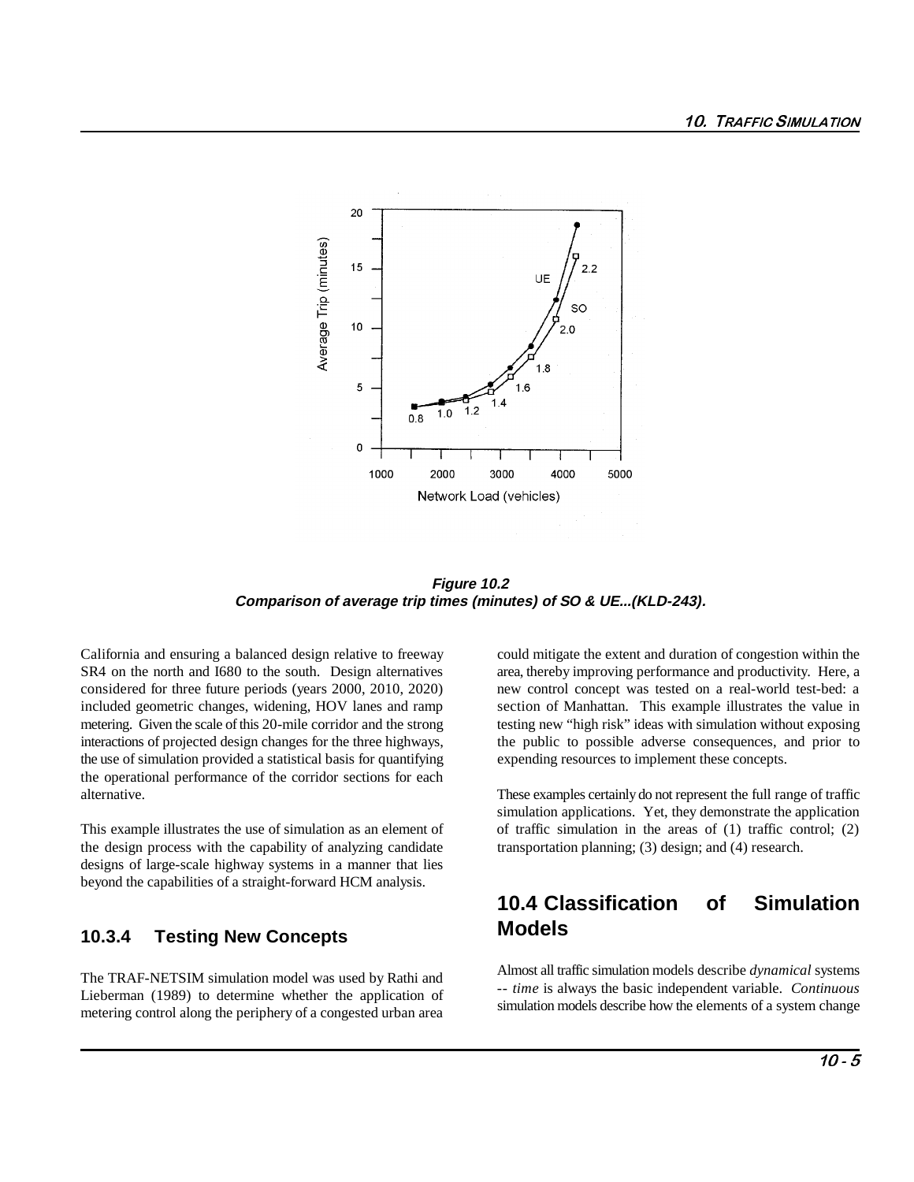**Figure 10.2**
**Comparison of average trip times (minutes) of SO & UE...(KLD-243).**

California and ensuring a balanced design relative to freeway SR4 on the north and I680 to the south. Design alternatives considered for three future periods (years 2000, 2010, 2020) included geometric changes, widening, HOV lanes and ramp metering. Given the scale of this 20-mile corridor and the strong interactions of projected design changes for the three highways, the use of simulation provided a statistical basis for quantifying the operational performance of the corridor sections for each alternative.

This example illustrates the use of simulation as an element of the design process with the capability of analyzing candidate designs of large-scale highway systems in a manner that lies beyond the capabilities of a straight-forward HCM analysis.

### 10.3.4 Testing New Concepts

The TRAF-NETSIM simulation model was used by Rathi and Lieberman (1989) to determine whether the application of metering control along the periphery of a congested urban area could mitigate the extent and duration of congestion within the area, thereby improving performance and productivity. Here, a new control concept was tested on a real-world test-bed: a section of Manhattan. This example illustrates the value in testing new "high risk" ideas with simulation without exposing the public to possible adverse consequences, and prior to expending resources to implement these concepts.

These examples certainly do not represent the full range of traffic simulation applications. Yet, they demonstrate the application of traffic simulation in the areas of (1) traffic control; (2) transportation planning; (3) design; and (4) research.

## 10.4 Classification of Simulation Models

Almost all traffic simulation models describe *dynamical* systems -- *time* is always the basic independent variable. *Continuous* simulation models describe how the elements of a system change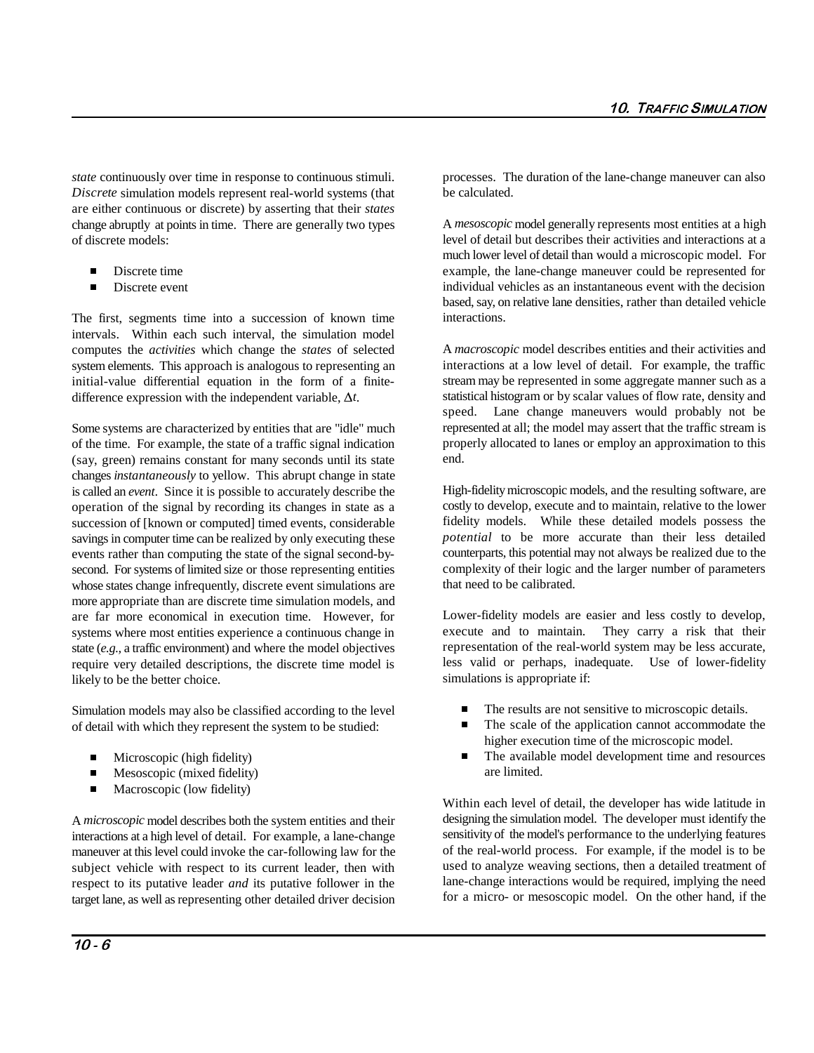*state* continuously over time in response to continuous stimuli. *Discrete* simulation models represent real-world systems (that are either continuous or discrete) by asserting that their *states* change abruptly at points in time. There are generally two types of discrete models:

- Discrete time
- Discrete event

The first, segments time into a succession of known time intervals. Within each such interval, the simulation model computes the *activities* which change the *states* of selected system elements. This approach is analogous to representing an initial-value differential equation in the form of a finite-difference expression with the independent variable, $\Delta t$.

Some systems are characterized by entities that are "idle" much of the time. For example, the state of a traffic signal indication (say, green) remains constant for many seconds until its state changes *instantaneously* to yellow. This abrupt change in state is called an *event*. Since it is possible to accurately describe the operation of the signal by recording its changes in state as a succession of [known or computed] timed events, considerable savings in computer time can be realized by only executing these events rather than computing the state of the signal second-by-second. For systems of limited size or those representing entities whose states change infrequently, discrete event simulations are more appropriate than are discrete time simulation models, and are far more economical in execution time. However, for systems where most entities experience a continuous change in state (*e.g.,* a traffic environment) and where the model objectives require very detailed descriptions, the discrete time model is likely to be the better choice.

Simulation models may also be classified according to the level of detail with which they represent the system to be studied:

- Microscopic (high fidelity)
- Mesoscopic (mixed fidelity)
- Macroscopic (low fidelity)

A *microscopic* model describes both the system entities and their interactions at a high level of detail. For example, a lane-change maneuver at this level could invoke the car-following law for the subject vehicle with respect to its current leader, then with respect to its putative leader *and* its putative follower in the target lane, as well as representing other detailed driver decision processes. The duration of the lane-change maneuver can also be calculated.

A *mesoscopic* model generally represents most entities at a high level of detail but describes their activities and interactions at a much lower level of detail than would a microscopic model. For example, the lane-change maneuver could be represented for individual vehicles as an instantaneous event with the decision based, say, on relative lane densities, rather than detailed vehicle interactions.

A *macroscopic* model describes entities and their activities and interactions at a low level of detail. For example, the traffic stream may be represented in some aggregate manner such as a statistical histogram or by scalar values of flow rate, density and speed. Lane change maneuvers would probably not be represented at all; the model may assert that the traffic stream is properly allocated to lanes or employ an approximation to this end.

High-fidelity microscopic models, and the resulting software, are costly to develop, execute and to maintain, relative to the lower fidelity models. While these detailed models possess the *potential* to be more accurate than their less detailed counterparts, this potential may not always be realized due to the complexity of their logic and the larger number of parameters that need to be calibrated.

Lower-fidelity models are easier and less costly to develop, execute and to maintain. They carry a risk that their representation of the real-world system may be less accurate, less valid or perhaps, inadequate. Use of lower-fidelity simulations is appropriate if:

- The results are not sensitive to microscopic details.
- The scale of the application cannot accommodate the higher execution time of the microscopic model.
- The available model development time and resources are limited.

Within each level of detail, the developer has wide latitude in designing the simulation model. The developer must identify the sensitivity of the model's performance to the underlying features of the real-world process. For example, if the model is to be used to analyze weaving sections, then a detailed treatment of lane-change interactions would be required, implying the need for a micro- or mesoscopic model. On the other hand, if the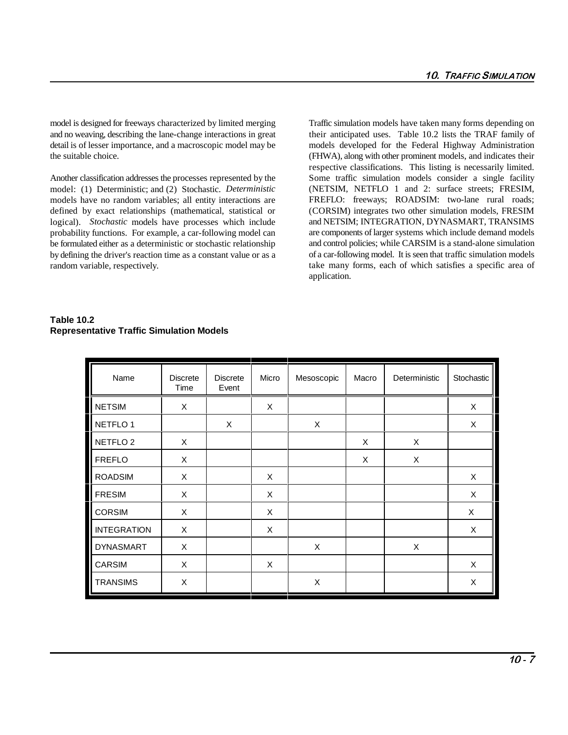model is designed for freeways characterized by limited merging and no weaving, describing the lane-change interactions in great detail is of lesser importance, and a macroscopic model may be the suitable choice.

Another classification addresses the processes represented by the model: (1) Deterministic; and (2) Stochastic. *Deterministic* models have no random variables; all entity interactions are defined by exact relationships (mathematical, statistical or logical). *Stochastic* models have processes which include probability functions. For example, a car-following model can be formulated either as a deterministic or stochastic relationship by defining the driver's reaction time as a constant value or as a random variable, respectively.

Traffic simulation models have taken many forms depending on their anticipated uses. Table 10.2 lists the TRAF family of models developed for the Federal Highway Administration (FHWA), along with other prominent models, and indicates their respective classifications. This listing is necessarily limited. Some traffic simulation models consider a single facility (NETSIM, NETFLO 1 and 2: surface streets; FRESIM, FREFLO: freeways; ROADSIM: two-lane rural roads; (CORSIM) integrates two other simulation models, FRESIM and NETSIM; INTEGRATION, DYNASMART, TRANSIMS are components of larger systems which include demand models and control policies; while CARSIM is a stand-alone simulation of a car-following model. It is seen that traffic simulation models take many forms, each of which satisfies a specific area of application.

**Table 10.2**
**Representative Traffic Simulation Models**

| Name | Discrete Time | Discrete Event | Micro | Mesoscopic | Macro | Deterministic | Stochastic |
|---|---|---|---|---|---|---|---|
| NETSIM | X | | X | | | | X |
| NETFLO 1 | | X | | X | | | X |
| NETFLO 2 | X | | | | X | X | |
| FREFLO | X | | | | X | X | |
| ROADSIM | X | | X | | | | X |
| FRESIM | X | | X | | | | X |
| CORSIM | X | | X | | | | X |
| INTEGRATION | X | | X | | | | X |
| DYNASMART | X | | | X | | X | |
| CARSIM | X | | X | | | | X |
| TRANSIMS | X | | | X | | | X |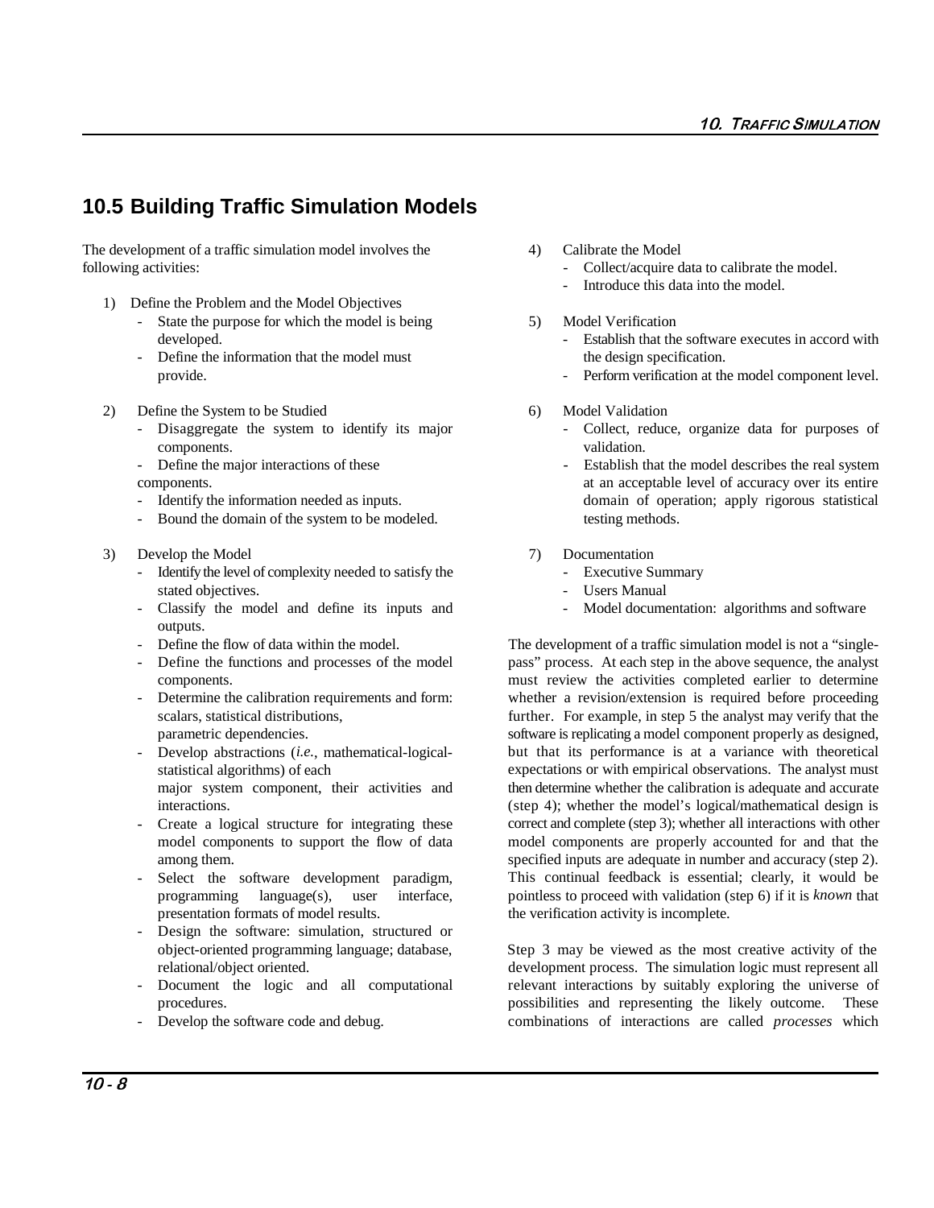## 10.5 Building Traffic Simulation Models

The development of a traffic simulation model involves the following activities:

1) Define the Problem and the Model Objectives
   - State the purpose for which the model is being developed.
   - Define the information that the model must provide.

2) Define the System to be Studied
   - Disaggregate the system to identify its major components.
   - Define the major interactions of these components.
   - Identify the information needed as inputs.
   - Bound the domain of the system to be modeled.

3) Develop the Model
   - Identify the level of complexity needed to satisfy the stated objectives.
   - Classify the model and define its inputs and outputs.
   - Define the flow of data within the model.
   - Define the functions and processes of the model components.
   - Determine the calibration requirements and form: scalars, statistical distributions, parametric dependencies.
   - Develop abstractions (*i.e.*, mathematical-logical-statistical algorithms) of each major system component, their activities and interactions.
   - Create a logical structure for integrating these model components to support the flow of data among them.
   - Select the software development paradigm, programming language(s), user interface, presentation formats of model results.
   - Design the software: simulation, structured or object-oriented programming language; database, relational/object oriented.
   - Document the logic and all computational procedures.
   - Develop the software code and debug.

4) Calibrate the Model
   - Collect/acquire data to calibrate the model.
   - Introduce this data into the model.

5) Model Verification
   - Establish that the software executes in accord with the design specification.
   - Perform verification at the model component level.

6) Model Validation
   - Collect, reduce, organize data for purposes of validation.
   - Establish that the model describes the real system at an acceptable level of accuracy over its entire domain of operation; apply rigorous statistical testing methods.

7) Documentation
   - Executive Summary
   - Users Manual
   - Model documentation: algorithms and software

The development of a traffic simulation model is not a "single-pass" process. At each step in the above sequence, the analyst must review the activities completed earlier to determine whether a revision/extension is required before proceeding further. For example, in step 5 the analyst may verify that the software is replicating a model component properly as designed, but that its performance is at a variance with theoretical expectations or with empirical observations. The analyst must then determine whether the calibration is adequate and accurate (step 4); whether the model's logical/mathematical design is correct and complete (step 3); whether all interactions with other model components are properly accounted for and that the specified inputs are adequate in number and accuracy (step 2). This continual feedback is essential; clearly, it would be pointless to proceed with validation (step 6) if it is *known* that the verification activity is incomplete.

Step 3 may be viewed as the most creative activity of the development process. The simulation logic must represent all relevant interactions by suitably exploring the universe of possibilities and representing the likely outcome. These combinations of interactions are called *processes* which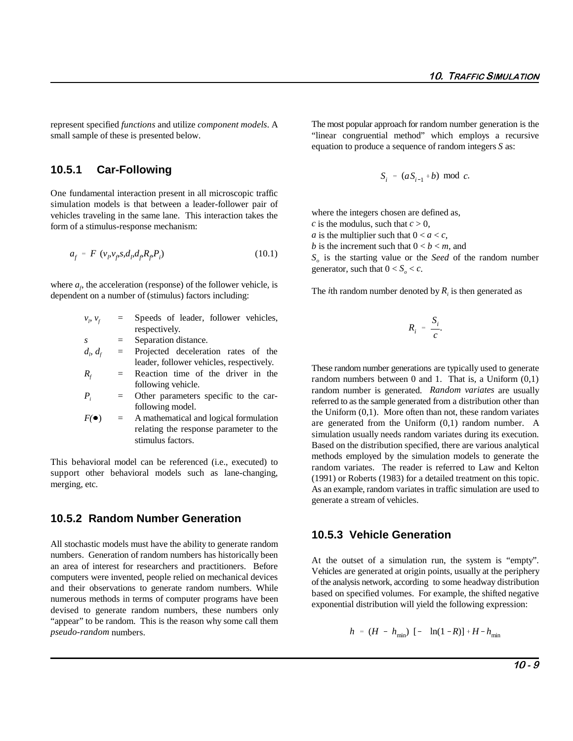represent specified *functions* and utilize *component models*. A small sample of these is presented below.

### 10.5.1 Car-Following

One fundamental interaction present in all microscopic traffic simulation models is that between a leader-follower pair of vehicles traveling in the same lane. This interaction takes the form of a stimulus-response mechanism:

$$a_f = F\,(v_l, v_f, s, d_l, d_f, R_f, P_i) \tag{10.1}$$

where $a_f$, the acceleration (response) of the follower vehicle, is dependent on a number of (stimulus) factors including:

| | | |
|---|---|---|
| $v_l$, $v_f$ | = | Speeds of leader, follower vehicles, respectively. |
| $s$ | = | Separation distance. |
| $d_l$, $d_f$ | = | Projected deceleration rates of the leader, follower vehicles, respectively. |
| $R_f$ | = | Reaction time of the driver in the following vehicle. |
| $P_i$ | = | Other parameters specific to the car-following model. |
| $F(\bullet)$ | = | A mathematical and logical formulation relating the response parameter to the stimulus factors. |

This behavioral model can be referenced (i.e., executed) to support other behavioral models such as lane-changing, merging, etc.

### 10.5.2 Random Number Generation

All stochastic models must have the ability to generate random numbers. Generation of random numbers has historically been an area of interest for researchers and practitioners. Before computers were invented, people relied on mechanical devices and their observations to generate random numbers. While numerous methods in terms of computer programs have been devised to generate random numbers, these numbers only "appear" to be random. This is the reason why some call them *pseudo-random* numbers.

The most popular approach for random number generation is the "linear congruential method" which employs a recursive equation to produce a sequence of random integers $S$ as:

$$S_i = (aS_{i-1} + b) \bmod c.$$

where the integers chosen are defined as,
$c$ is the modulus, such that $c > 0$,
$a$ is the multiplier such that $0 < a < c$,
$b$ is the increment such that $0 < b < m$, and
$S_o$ is the starting value or the *Seed* of the random number generator, such that $0 < S_o < c$.

The $i$th random number denoted by $R_i$ is then generated as

$$R_i = \frac{S_i}{c}.$$

These random number generations are typically used to generate random numbers between 0 and 1. That is, a Uniform (0,1) random number is generated. *Random variates* are usually referred to as the sample generated from a distribution other than the Uniform (0,1). More often than not, these random variates are generated from the Uniform (0,1) random number. A simulation usually needs random variates during its execution. Based on the distribution specified, there are various analytical methods employed by the simulation models to generate the random variates. The reader is referred to Law and Kelton (1991) or Roberts (1983) for a detailed treatment on this topic. As an example, random variates in traffic simulation are used to generate a stream of vehicles.

### 10.5.3 Vehicle Generation

At the outset of a simulation run, the system is "empty". Vehicles are generated at origin points, usually at the periphery of the analysis network, according to some headway distribution based on specified volumes. For example, the shifted negative exponential distribution will yield the following expression:

$$h = (H - h_{\min})\,[-\ \ln(1 - R)] + H - h_{\min}$$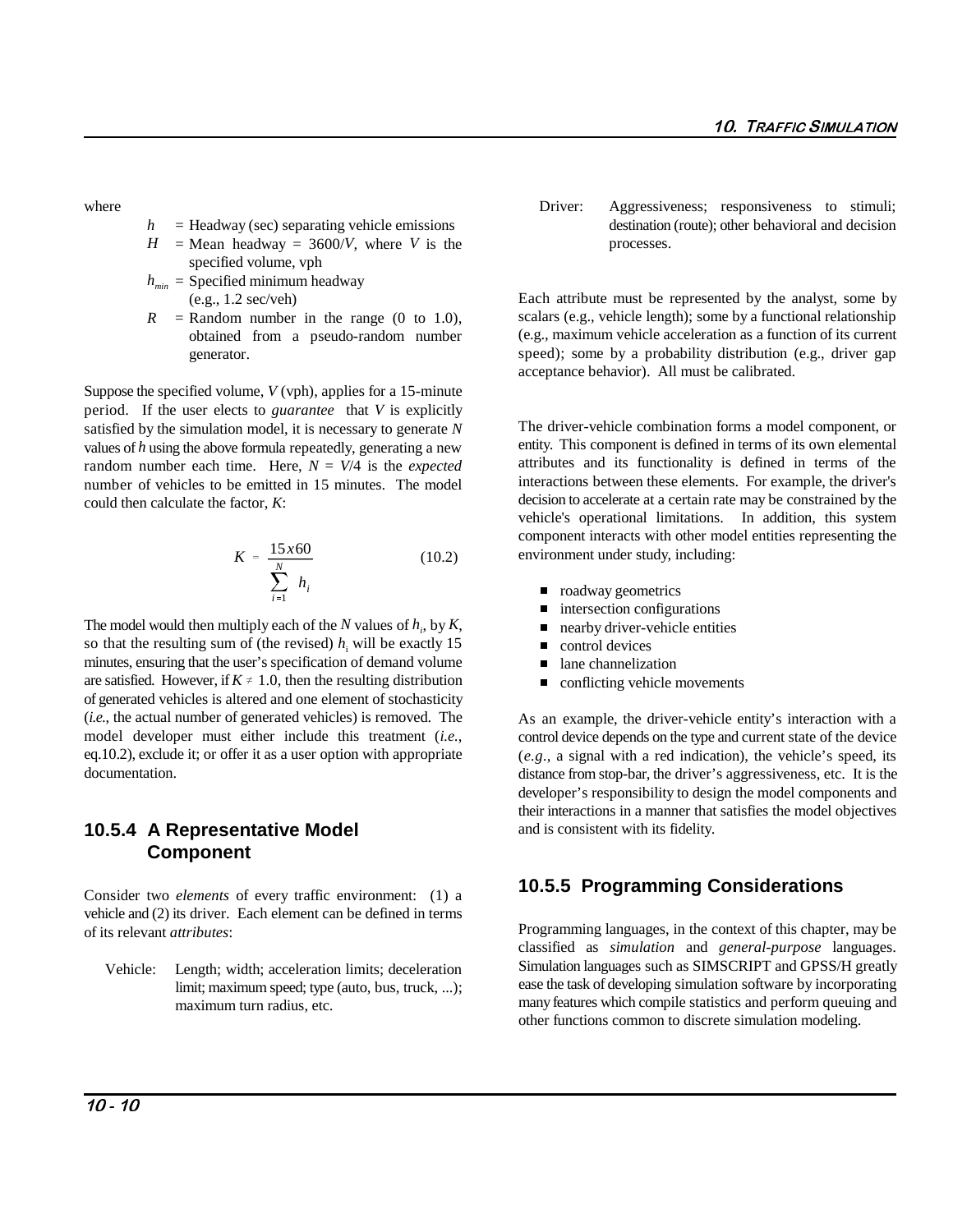where

- $h$ = Headway (sec) separating vehicle emissions
- $H$ = Mean headway = $3600/V$, where $V$ is the specified volume, vph
- $h_{min}$ = Specified minimum headway (e.g., 1.2 sec/veh)
- $R$ = Random number in the range (0 to 1.0), obtained from a pseudo-random number generator.

Suppose the specified volume, $V$ (vph), applies for a 15-minute period. If the user elects to *guarantee* that $V$ is explicitly satisfied by the simulation model, it is necessary to generate $N$ values of $h$ using the above formula repeatedly, generating a new random number each time. Here, $N = V/4$ is the *expected* number of vehicles to be emitted in 15 minutes. The model could then calculate the factor, $K$:

$$K = \frac{15x60}{\sum_{i=1}^{N} h_i} \tag{10.2}$$

The model would then multiply each of the $N$ values of $h_i$, by $K$, so that the resulting sum of (the revised) $h_i$ will be exactly 15 minutes, ensuring that the user's specification of demand volume are satisfied. However, if $K \neq 1.0$, then the resulting distribution of generated vehicles is altered and one element of stochasticity (*i.e.*, the actual number of generated vehicles) is removed. The model developer must either include this treatment (*i.e.*, eq.10.2), exclude it; or offer it as a user option with appropriate documentation.

### 10.5.4 A Representative Model Component

Consider two *elements* of every traffic environment: (1) a vehicle and (2) its driver. Each element can be defined in terms of its relevant *attributes*:

Vehicle: Length; width; acceleration limits; deceleration limit; maximum speed; type (auto, bus, truck, ...); maximum turn radius, etc.

Driver: Aggressiveness; responsiveness to stimuli; destination (route); other behavioral and decision processes.

Each attribute must be represented by the analyst, some by scalars (e.g., vehicle length); some by a functional relationship (e.g., maximum vehicle acceleration as a function of its current speed); some by a probability distribution (e.g., driver gap acceptance behavior). All must be calibrated.

The driver-vehicle combination forms a model component, or entity. This component is defined in terms of its own elemental attributes and its functionality is defined in terms of the interactions between these elements. For example, the driver's decision to accelerate at a certain rate may be constrained by the vehicle's operational limitations. In addition, this system component interacts with other model entities representing the environment under study, including:

- roadway geometrics
- intersection configurations
- nearby driver-vehicle entities
- control devices
- lane channelization
- conflicting vehicle movements

As an example, the driver-vehicle entity's interaction with a control device depends on the type and current state of the device (*e.g.*, a signal with a red indication), the vehicle's speed, its distance from stop-bar, the driver's aggressiveness, etc. It is the developer's responsibility to design the model components and their interactions in a manner that satisfies the model objectives and is consistent with its fidelity.

### 10.5.5 Programming Considerations

Programming languages, in the context of this chapter, may be classified as *simulation* and *general-purpose* languages. Simulation languages such as SIMSCRIPT and GPSS/H greatly ease the task of developing simulation software by incorporating many features which compile statistics and perform queuing and other functions common to discrete simulation modeling.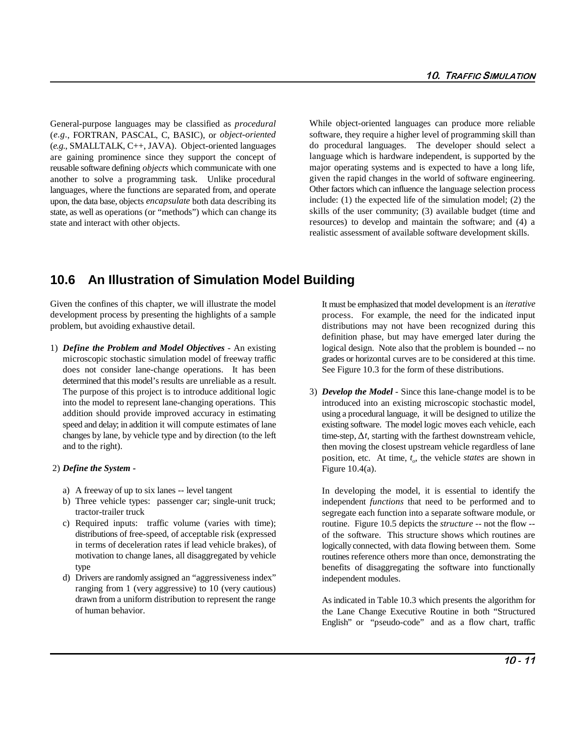General-purpose languages may be classified as *procedural* (*e.g*., FORTRAN, PASCAL, C, BASIC), or *object-oriented* (*e.g*., SMALLTALK, C++, JAVA). Object-oriented languages are gaining prominence since they support the concept of reusable software defining *objects* which communicate with one another to solve a programming task. Unlike procedural languages, where the functions are separated from, and operate upon, the data base, objects *encapsulate* both data describing its state, as well as operations (or "methods") which can change its state and interact with other objects.

While object-oriented languages can produce more reliable software, they require a higher level of programming skill than do procedural languages. The developer should select a language which is hardware independent, is supported by the major operating systems and is expected to have a long life, given the rapid changes in the world of software engineering. Other factors which can influence the language selection process include: (1) the expected life of the simulation model; (2) the skills of the user community; (3) available budget (time and resources) to develop and maintain the software; and (4) a realistic assessment of available software development skills.

## 10.6 An Illustration of Simulation Model Building

Given the confines of this chapter, we will illustrate the model development process by presenting the highlights of a sample problem, but avoiding exhaustive detail.

1) ***Define the Problem and Model Objectives*** - An existing microscopic stochastic simulation model of freeway traffic does not consider lane-change operations. It has been determined that this model's results are unreliable as a result. The purpose of this project is to introduce additional logic into the model to represent lane-changing operations. This addition should provide improved accuracy in estimating speed and delay; in addition it will compute estimates of lane changes by lane, by vehicle type and by direction (to the left and to the right).

2) ***Define the System*** -

   a) A freeway of up to six lanes -- level tangent
   b) Three vehicle types: passenger car; single-unit truck; tractor-trailer truck
   c) Required inputs: traffic volume (varies with time); distributions of free-speed, of acceptable risk (expressed in terms of deceleration rates if lead vehicle brakes), of motivation to change lanes, all disaggregated by vehicle type
   d) Drivers are randomly assigned an "aggressiveness index" ranging from 1 (very aggressive) to 10 (very cautious) drawn from a uniform distribution to represent the range of human behavior.

   It must be emphasized that model development is an *iterative* process. For example, the need for the indicated input distributions may not have been recognized during this definition phase, but may have emerged later during the logical design. Note also that the problem is bounded -- no grades or horizontal curves are to be considered at this time. See Figure 10.3 for the form of these distributions.

3) ***Develop the Model*** - Since this lane-change model is to be introduced into an existing microscopic stochastic model, using a procedural language, it will be designed to utilize the existing software. The model logic moves each vehicle, each time-step, $\Delta t$, starting with the farthest downstream vehicle, then moving the closest upstream vehicle regardless of lane position, etc. At time, $t_o$, the vehicle *states* are shown in Figure 10.4(a).

   In developing the model, it is essential to identify the independent *functions* that need to be performed and to segregate each function into a separate software module, or routine. Figure 10.5 depicts the *structure* -- not the flow -- of the software. This structure shows which routines are logically connected, with data flowing between them. Some routines reference others more than once, demonstrating the benefits of disaggregating the software into functionally independent modules.

   As indicated in Table 10.3 which presents the algorithm for the Lane Change Executive Routine in both "Structured English" or "pseudo-code" and as a flow chart, traffic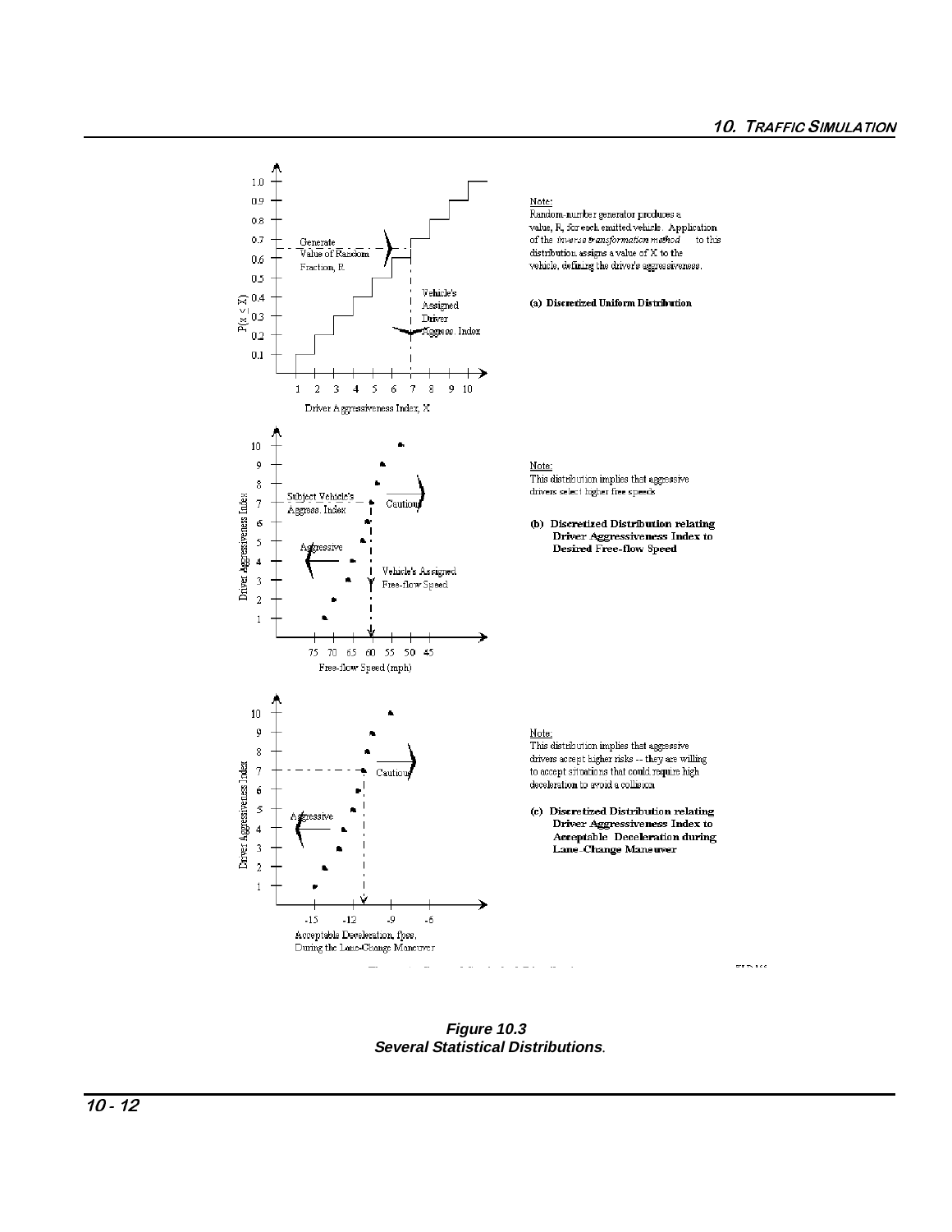Note:
Random-number generator produces a value, R, for each emitted vehicle. Application of the *inverse transformation method* to this distribution assigns a value of X to the vehicle, defining the driver's aggressiveness.

**(a) Discretized Uniform Distribution**

Note:
This distribution implies that aggressive drivers select higher free speeds

**(b) Discretized Distribution relating Driver Aggressiveness Index to Desired Free-flow Speed**

Note:
This distribution implies that aggressive drivers accept higher risks -- they are willing to accept situations that could require high deceleration to avoid a collision

**(c) Discretized Distribution relating Driver Aggressiveness Index to Acceptable Deceleration during Lane-Change Maneuver**

**Figure 10.3**
**Several Statistical Distributions.**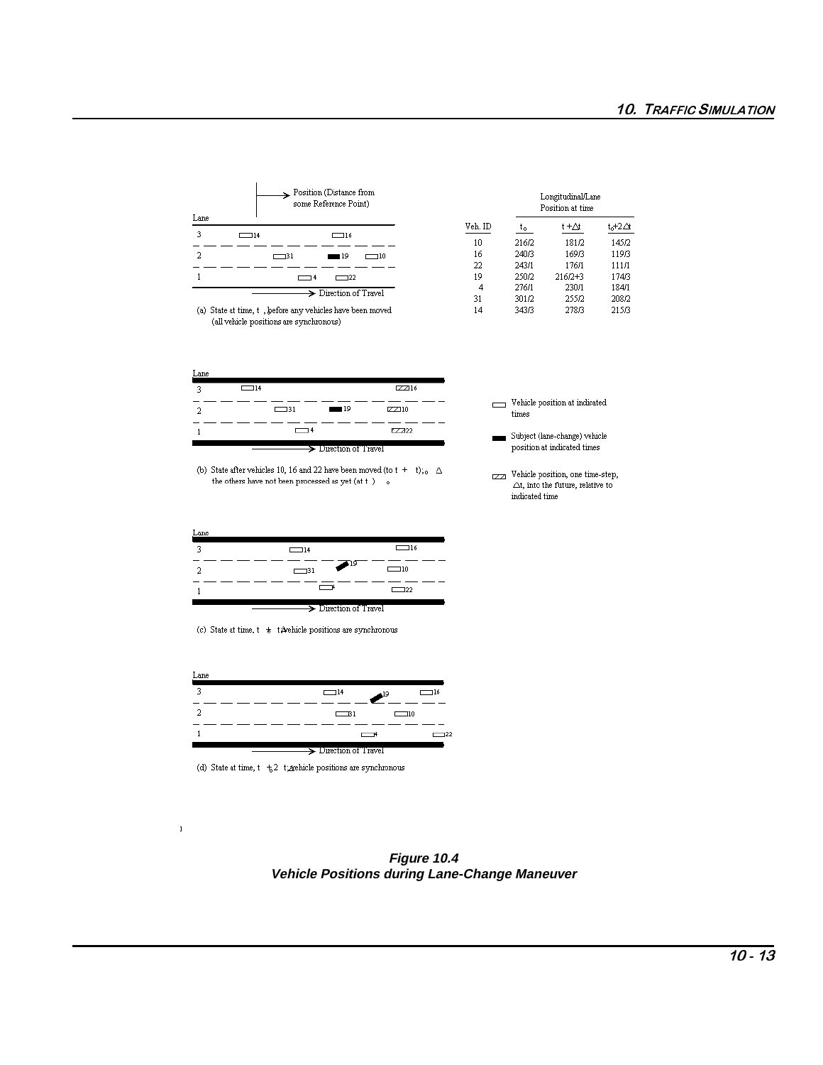| Veh. ID | $t_o$ | $t+\Delta t$ | $t_o+2\Delta t$ |
| --- | --- | --- | --- |
| 10 | 216/2 | 181/2 | 145/2 |
| 16 | 240/3 | 169/3 | 119/3 |
| 22 | 243/1 | 176/1 | 111/1 |
| 19 | 250/2 | 216/2+3 | 174/3 |
| 4 | 276/1 | 230/1 | 184/1 |
| 31 | 301/2 | 255/2 | 208/2 |
| 14 | 343/3 | 278/3 | 215/3 |

(a) State at time, $t_o$, before any vehicles have been moved (all vehicle positions are synchronous)

(b) State after vehicles 10, 16 and 22 have been moved (to $t_o + \Delta t$); the others have not been processed as yet (at $t_o$)

(c) State at time, $t_o + \Delta t$; vehicle positions are synchronous

(d) State at time, $t_o + 2\Delta t$; vehicle positions are synchronous

Legend:
- Vehicle position at indicated times
- Subject (lane-change) vehicle position at indicated times
- Vehicle position, one time-step, $\Delta t$, into the future, relative to indicated time

**Figure 10.4**
**Vehicle Positions during Lane-Change Maneuver**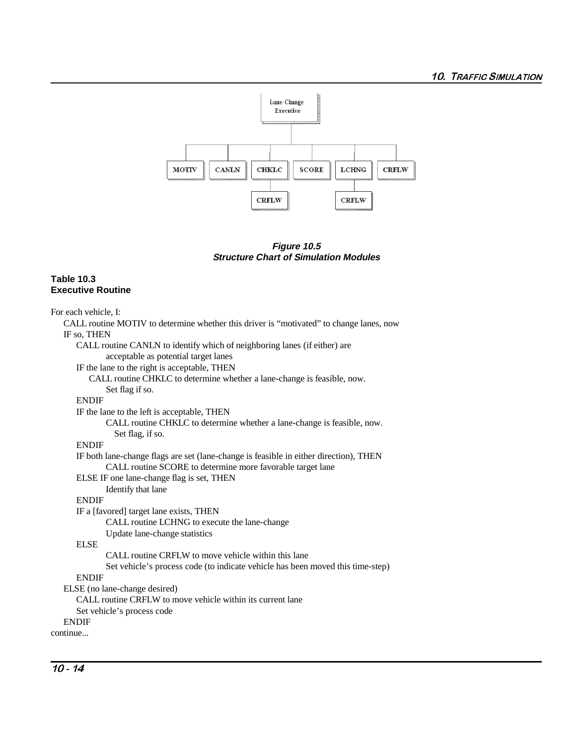**Figure 10.5**
***Structure Chart of Simulation Modules***

**Table 10.3**
**Executive Routine**

```
For each vehicle, I:
    CALL routine MOTIV to determine whether this driver is "motivated" to change lanes, now
    IF so, THEN
        CALL routine CANLN to identify which of neighboring lanes (if either) are
                acceptable as potential target lanes
        IF the lane to the right is acceptable, THEN
            CALL routine CHKLC to determine whether a lane-change is feasible, now.
                Set flag if so.
        ENDIF
        IF the lane to the left is acceptable, THEN
                CALL routine CHKLC to determine whether a lane-change is feasible, now.
                    Set flag, if so.
        ENDIF
        IF both lane-change flags are set (lane-change is feasible in either direction), THEN
                CALL routine SCORE to determine more favorable target lane
        ELSE IF one lane-change flag is set, THEN
                Identify that lane
        ENDIF
        IF a [favored] target lane exists, THEN
                CALL routine LCHNG to execute the lane-change
                Update lane-change statistics
        ELSE
                CALL routine CRFLW to move vehicle within this lane
                Set vehicle's process code (to indicate vehicle has been moved this time-step)
        ENDIF
    ELSE (no lane-change desired)
        CALL routine CRFLW to move vehicle within its current lane
        Set vehicle's process code
    ENDIF
continue...
```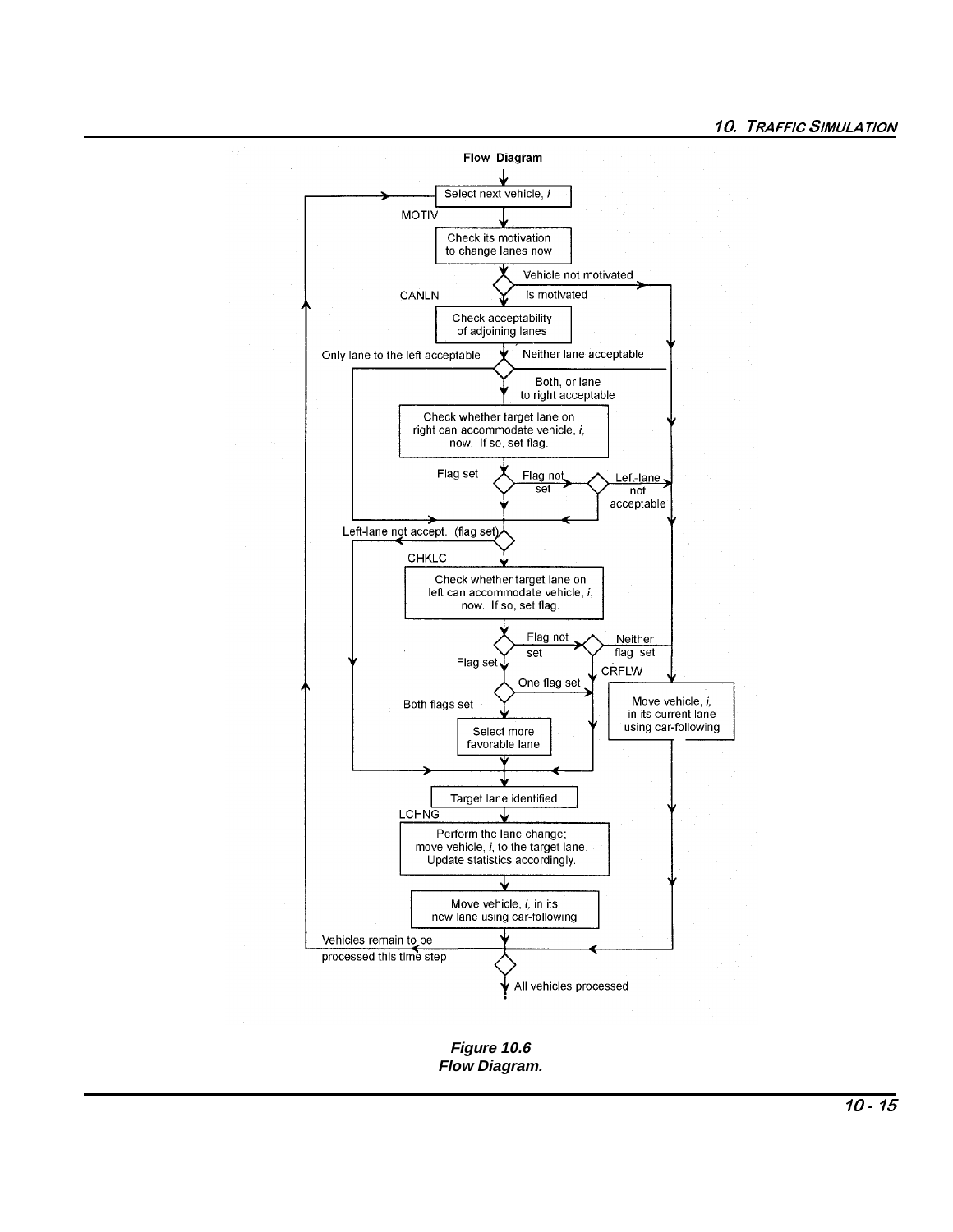**Flow Diagram**

Select next vehicle, *i*

MOTIV

Check its motivation to change lanes now

Vehicle not motivated

CANLN

Is motivated

Check acceptability of adjoining lanes

Only lane to the left acceptable

Neither lane acceptable

Both, or lane to right acceptable

Check whether target lane on right can accommodate vehicle, *i*, now. If so, set flag.

Flag set

Flag not set

Left-lane not acceptable

Left-lane not accept. (flag set)

CHKLC

Check whether target lane on left can accommodate vehicle, *i*, now. If so, set flag.

Flag not set

Neither flag set

Flag set

CRFLW

One flag set

Move vehicle, *i*, in its current lane using car-following

Both flags set

Select more favorable lane

Target lane identified

LCHNG

Perform the lane change; move vehicle, *i*, to the target lane. Update statistics accordingly.

Move vehicle, *i*, in its new lane using car-following

Vehicles remain to be processed this time step

All vehicles processed

***Figure 10.6***
***Flow Diagram.***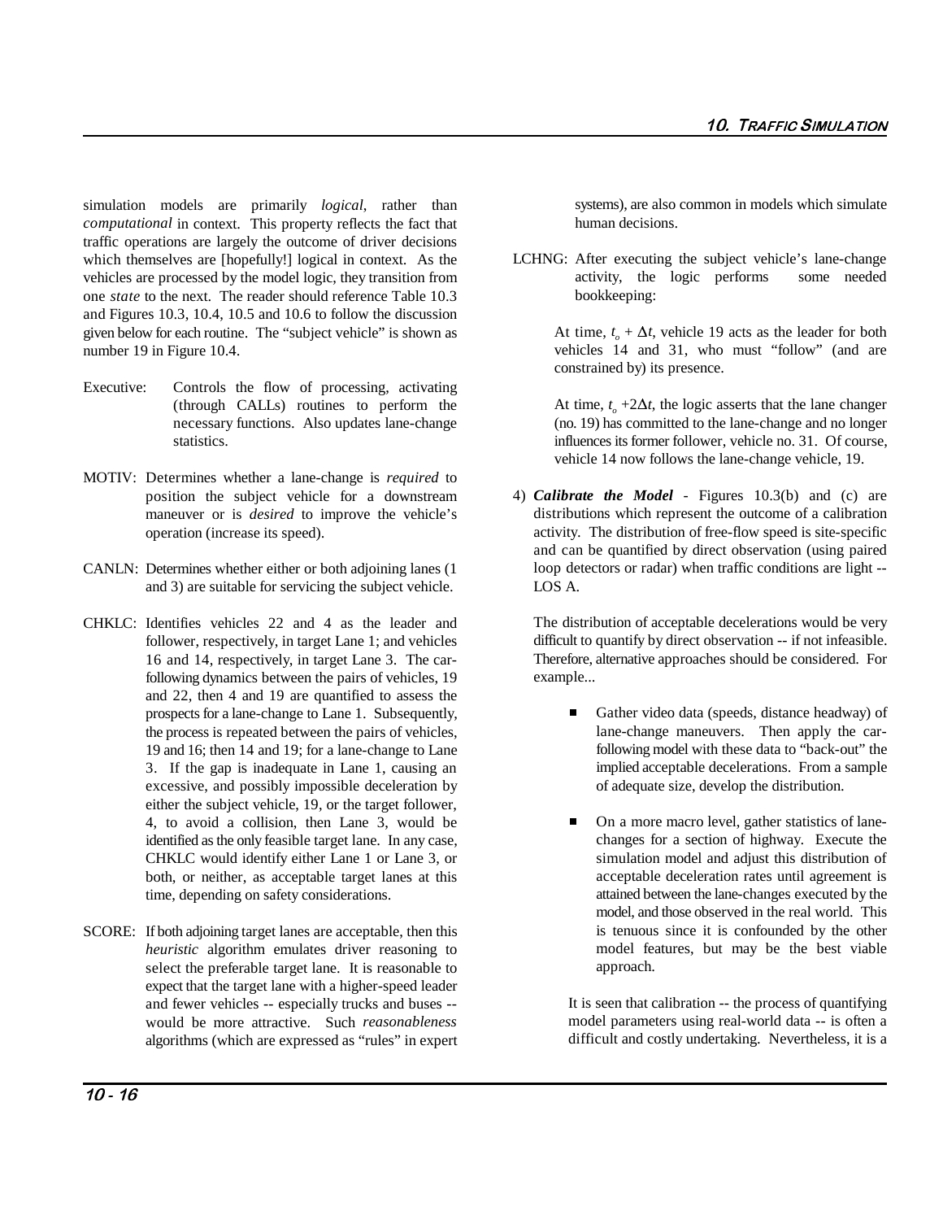simulation models are primarily *logical*, rather than *computational* in context. This property reflects the fact that traffic operations are largely the outcome of driver decisions which themselves are [hopefully!] logical in context. As the vehicles are processed by the model logic, they transition from one *state* to the next. The reader should reference Table 10.3 and Figures 10.3, 10.4, 10.5 and 10.6 to follow the discussion given below for each routine. The "subject vehicle" is shown as number 19 in Figure 10.4.

Executive: Controls the flow of processing, activating (through CALLs) routines to perform the necessary functions. Also updates lane-change statistics.

MOTIV: Determines whether a lane-change is *required* to position the subject vehicle for a downstream maneuver or is *desired* to improve the vehicle's operation (increase its speed).

CANLN: Determines whether either or both adjoining lanes (1 and 3) are suitable for servicing the subject vehicle.

CHKLC: Identifies vehicles 22 and 4 as the leader and follower, respectively, in target Lane 1; and vehicles 16 and 14, respectively, in target Lane 3. The car-following dynamics between the pairs of vehicles, 19 and 22, then 4 and 19 are quantified to assess the prospects for a lane-change to Lane 1. Subsequently, the process is repeated between the pairs of vehicles, 19 and 16; then 14 and 19; for a lane-change to Lane 3. If the gap is inadequate in Lane 1, causing an excessive, and possibly impossible deceleration by either the subject vehicle, 19, or the target follower, 4, to avoid a collision, then Lane 3, would be identified as the only feasible target lane. In any case, CHKLC would identify either Lane 1 or Lane 3, or both, or neither, as acceptable target lanes at this time, depending on safety considerations.

SCORE: If both adjoining target lanes are acceptable, then this *heuristic* algorithm emulates driver reasoning to select the preferable target lane. It is reasonable to expect that the target lane with a higher-speed leader and fewer vehicles -- especially trucks and buses -- would be more attractive. Such *reasonableness* algorithms (which are expressed as "rules" in expert systems), are also common in models which simulate human decisions.

LCHNG: After executing the subject vehicle's lane-change activity, the logic performs some needed bookkeeping:

At time, $t_o + \Delta t$, vehicle 19 acts as the leader for both vehicles 14 and 31, who must "follow" (and are constrained by) its presence.

At time, $t_o + 2\Delta t$, the logic asserts that the lane changer (no. 19) has committed to the lane-change and no longer influences its former follower, vehicle no. 31. Of course, vehicle 14 now follows the lane-change vehicle, 19.

4) ***Calibrate the Model*** - Figures 10.3(b) and (c) are distributions which represent the outcome of a calibration activity. The distribution of free-flow speed is site-specific and can be quantified by direct observation (using paired loop detectors or radar) when traffic conditions are light -- LOS A.

The distribution of acceptable decelerations would be very difficult to quantify by direct observation -- if not infeasible. Therefore, alternative approaches should be considered. For example...

- Gather video data (speeds, distance headway) of lane-change maneuvers. Then apply the car-following model with these data to "back-out" the implied acceptable decelerations. From a sample of adequate size, develop the distribution.

- On a more macro level, gather statistics of lane-changes for a section of highway. Execute the simulation model and adjust this distribution of acceptable deceleration rates until agreement is attained between the lane-changes executed by the model, and those observed in the real world. This is tenuous since it is confounded by the other model features, but may be the best viable approach.

It is seen that calibration -- the process of quantifying model parameters using real-world data -- is often a difficult and costly undertaking. Nevertheless, it is a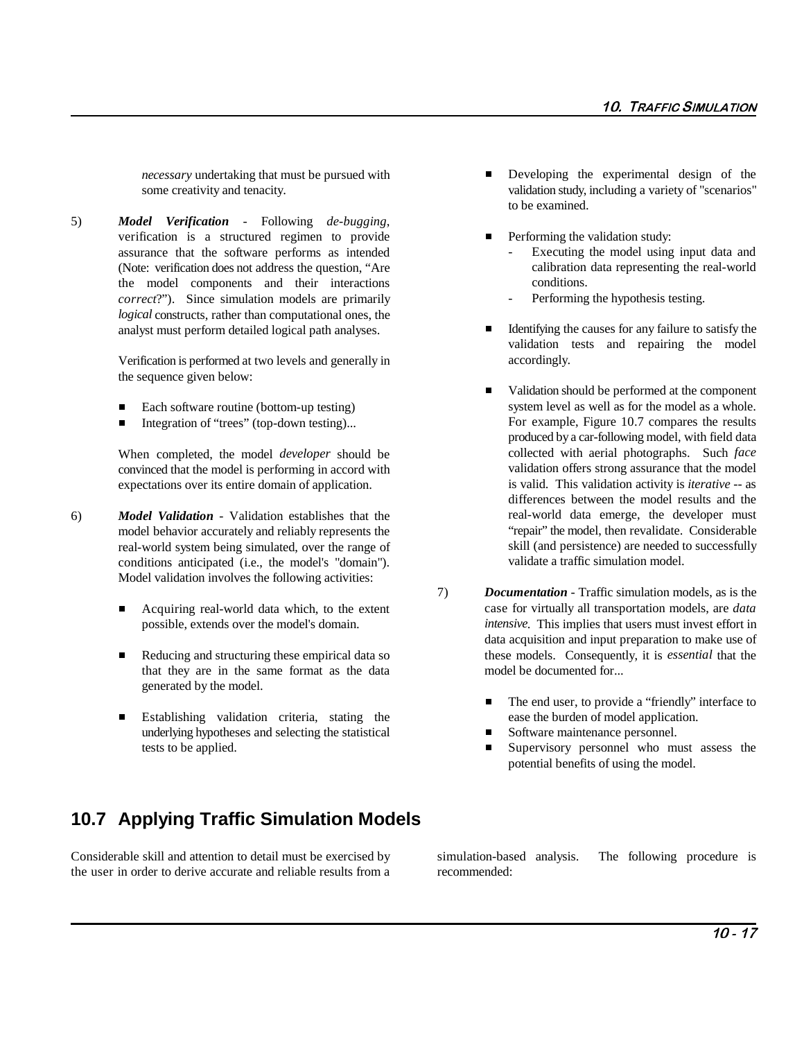*necessary* undertaking that must be pursued with some creativity and tenacity.

5) ***Model Verification*** - Following *de-bugging*, verification is a structured regimen to provide assurance that the software performs as intended (Note: verification does not address the question, "Are the model components and their interactions *correct*?"). Since simulation models are primarily *logical* constructs, rather than computational ones, the analyst must perform detailed logical path analyses.

   Verification is performed at two levels and generally in the sequence given below:

   - Each software routine (bottom-up testing)
   - Integration of "trees" (top-down testing)...

   When completed, the model *developer* should be convinced that the model is performing in accord with expectations over its entire domain of application.

6) ***Model Validation*** - Validation establishes that the model behavior accurately and reliably represents the real-world system being simulated, over the range of conditions anticipated (i.e., the model's "domain"). Model validation involves the following activities:

   - Acquiring real-world data which, to the extent possible, extends over the model's domain.

   - Reducing and structuring these empirical data so that they are in the same format as the data generated by the model.

   - Establishing validation criteria, stating the underlying hypotheses and selecting the statistical tests to be applied.

   - Developing the experimental design of the validation study, including a variety of "scenarios" to be examined.

   - Performing the validation study:
     - Executing the model using input data and calibration data representing the real-world conditions.
     - Performing the hypothesis testing.

   - Identifying the causes for any failure to satisfy the validation tests and repairing the model accordingly.

   - Validation should be performed at the component system level as well as for the model as a whole. For example, Figure 10.7 compares the results produced by a car-following model, with field data collected with aerial photographs. Such *face* validation offers strong assurance that the model is valid. This validation activity is *iterative* -- as differences between the model results and the real-world data emerge, the developer must "repair" the model, then revalidate. Considerable skill (and persistence) are needed to successfully validate a traffic simulation model.

7) ***Documentation*** - Traffic simulation models, as is the case for virtually all transportation models, are *data intensive.* This implies that users must invest effort in data acquisition and input preparation to make use of these models. Consequently, it is *essential* that the model be documented for...

   - The end user, to provide a "friendly" interface to ease the burden of model application.
   - Software maintenance personnel.
   - Supervisory personnel who must assess the potential benefits of using the model.

## 10.7 Applying Traffic Simulation Models

Considerable skill and attention to detail must be exercised by the user in order to derive accurate and reliable results from a simulation-based analysis. The following procedure is recommended: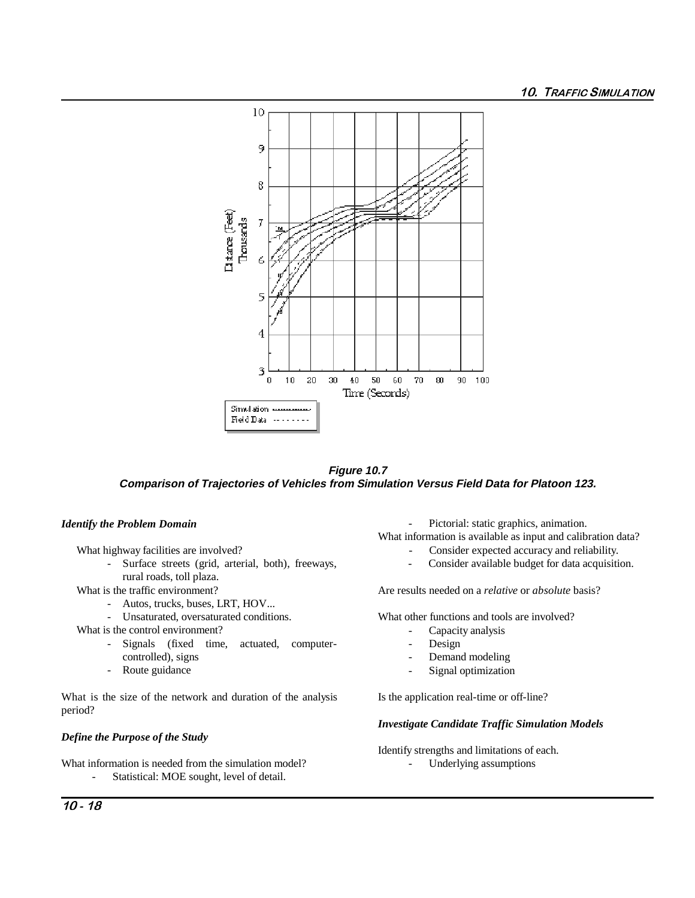Figure 10.7

**Comparison of Trajectories of Vehicles from Simulation Versus Field Data for Platoon 123.**

***Identify the Problem Domain***

What highway facilities are involved?

- Surface streets (grid, arterial, both), freeways, rural roads, toll plaza.

What is the traffic environment?

- Autos, trucks, buses, LRT, HOV...
- Unsaturated, oversaturated conditions.

What is the control environment?

- Signals (fixed time, actuated, computer-controlled), signs
- Route guidance

What is the size of the network and duration of the analysis period?

***Define the Purpose of the Study***

What information is needed from the simulation model?

- Statistical: MOE sought, level of detail.
- Pictorial: static graphics, animation.

What information is available as input and calibration data?

- Consider expected accuracy and reliability.
- Consider available budget for data acquisition.

Are results needed on a *relative* or *absolute* basis?

What other functions and tools are involved?

- Capacity analysis
- Design
- Demand modeling
- Signal optimization

Is the application real-time or off-line?

***Investigate Candidate Traffic Simulation Models***

Identify strengths and limitations of each.

- Underlying assumptions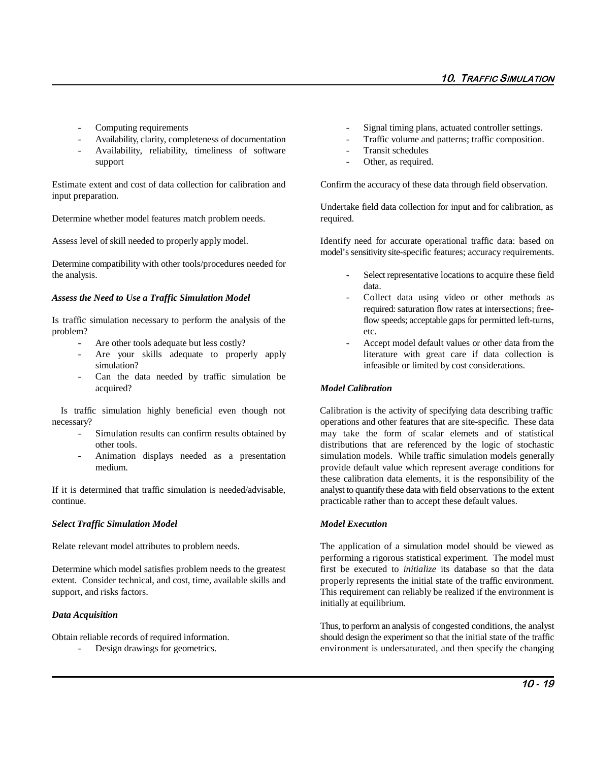- Computing requirements
- Availability, clarity, completeness of documentation
- Availability, reliability, timeliness of software support

Estimate extent and cost of data collection for calibration and input preparation.

Determine whether model features match problem needs.

Assess level of skill needed to properly apply model.

Determine compatibility with other tools/procedures needed for the analysis.

***Assess the Need to Use a Traffic Simulation Model***

Is traffic simulation necessary to perform the analysis of the problem?

- Are other tools adequate but less costly?
- Are your skills adequate to properly apply simulation?
- Can the data needed by traffic simulation be acquired?

Is traffic simulation highly beneficial even though not necessary?

- Simulation results can confirm results obtained by other tools.
- Animation displays needed as a presentation medium.

If it is determined that traffic simulation is needed/advisable, continue.

***Select Traffic Simulation Model***

Relate relevant model attributes to problem needs.

Determine which model satisfies problem needs to the greatest extent. Consider technical, and cost, time, available skills and support, and risks factors.

***Data Acquisition***

Obtain reliable records of required information.

- Design drawings for geometrics.
- Signal timing plans, actuated controller settings.
- Traffic volume and patterns; traffic composition.
- Transit schedules
- Other, as required.

Confirm the accuracy of these data through field observation.

Undertake field data collection for input and for calibration, as required.

Identify need for accurate operational traffic data: based on model's sensitivity site-specific features; accuracy requirements.

- Select representative locations to acquire these field data.
- Collect data using video or other methods as required: saturation flow rates at intersections; free-flow speeds; acceptable gaps for permitted left-turns, etc.
- Accept model default values or other data from the literature with great care if data collection is infeasible or limited by cost considerations.

***Model Calibration***

Calibration is the activity of specifying data describing traffic operations and other features that are site-specific. These data may take the form of scalar elemets and of statistical distributions that are referenced by the logic of stochastic simulation models. While traffic simulation models generally provide default value which represent average conditions for these calibration data elements, it is the responsibility of the analyst to quantify these data with field observations to the extent practicable rather than to accept these default values.

***Model Execution***

The application of a simulation model should be viewed as performing a rigorous statistical experiment. The model must first be executed to *initialize* its database so that the data properly represents the initial state of the traffic environment. This requirement can reliably be realized if the environment is initially at equilibrium.

Thus, to perform an analysis of congested conditions, the analyst should design the experiment so that the initial state of the traffic environment is undersaturated, and then specify the changing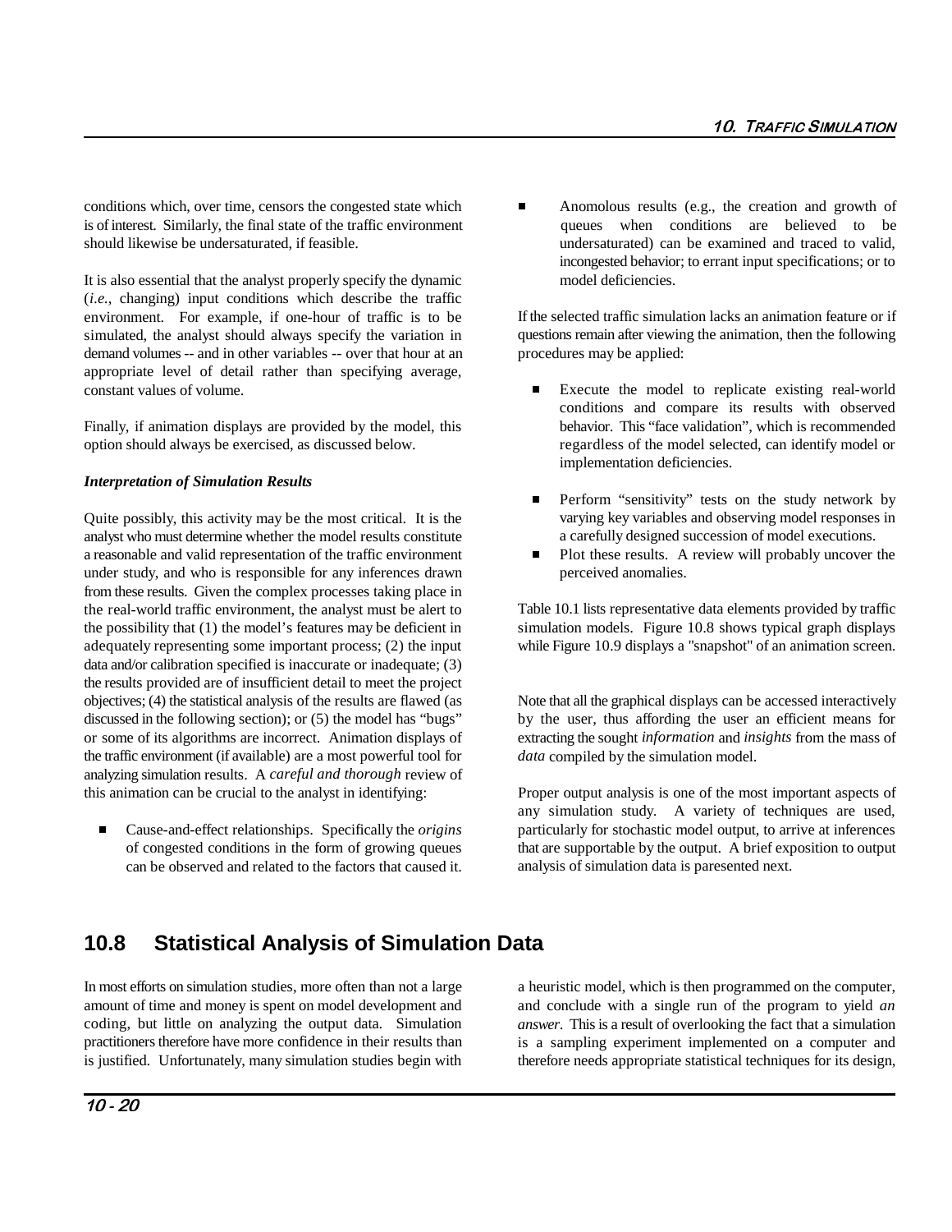conditions which, over time, censors the congested state which is of interest. Similarly, the final state of the traffic environment should likewise be undersaturated, if feasible.

It is also essential that the analyst properly specify the dynamic (*i.e.*, changing) input conditions which describe the traffic environment. For example, if one-hour of traffic is to be simulated, the analyst should always specify the variation in demand volumes -- and in other variables -- over that hour at an appropriate level of detail rather than specifying average, constant values of volume.

Finally, if animation displays are provided by the model, this option should always be exercised, as discussed below.

***Interpretation of Simulation Results***

Quite possibly, this activity may be the most critical. It is the analyst who must determine whether the model results constitute a reasonable and valid representation of the traffic environment under study, and who is responsible for any inferences drawn from these results. Given the complex processes taking place in the real-world traffic environment, the analyst must be alert to the possibility that (1) the model's features may be deficient in adequately representing some important process; (2) the input data and/or calibration specified is inaccurate or inadequate; (3) the results provided are of insufficient detail to meet the project objectives; (4) the statistical analysis of the results are flawed (as discussed in the following section); or (5) the model has "bugs" or some of its algorithms are incorrect. Animation displays of the traffic environment (if available) are a most powerful tool for analyzing simulation results. A *careful and thorough* review of this animation can be crucial to the analyst in identifying:

- Cause-and-effect relationships. Specifically the *origins* of congested conditions in the form of growing queues can be observed and related to the factors that caused it.
- Anomolous results (e.g., the creation and growth of queues when conditions are believed to be undersaturated) can be examined and traced to valid, incongested behavior; to errant input specifications; or to model deficiencies.

If the selected traffic simulation lacks an animation feature or if questions remain after viewing the animation, then the following procedures may be applied:

- Execute the model to replicate existing real-world conditions and compare its results with observed behavior. This "face validation", which is recommended regardless of the model selected, can identify model or implementation deficiencies.
- Perform "sensitivity" tests on the study network by varying key variables and observing model responses in a carefully designed succession of model executions.
- Plot these results. A review will probably uncover the perceived anomalies.

Table 10.1 lists representative data elements provided by traffic simulation models. Figure 10.8 shows typical graph displays while Figure 10.9 displays a "snapshot" of an animation screen.

Note that all the graphical displays can be accessed interactively by the user, thus affording the user an efficient means for extracting the sought *information* and *insights* from the mass of *data* compiled by the simulation model.

Proper output analysis is one of the most important aspects of any simulation study. A variety of techniques are used, particularly for stochastic model output, to arrive at inferences that are supportable by the output. A brief exposition to output analysis of simulation data is paresented next.

## 10.8 Statistical Analysis of Simulation Data

In most efforts on simulation studies, more often than not a large amount of time and money is spent on model development and coding, but little on analyzing the output data. Simulation practitioners therefore have more confidence in their results than is justified. Unfortunately, many simulation studies begin with a heuristic model, which is then programmed on the computer, and conclude with a single run of the program to yield *an answer*. This is a result of overlooking the fact that a simulation is a sampling experiment implemented on a computer and therefore needs appropriate statistical techniques for its design,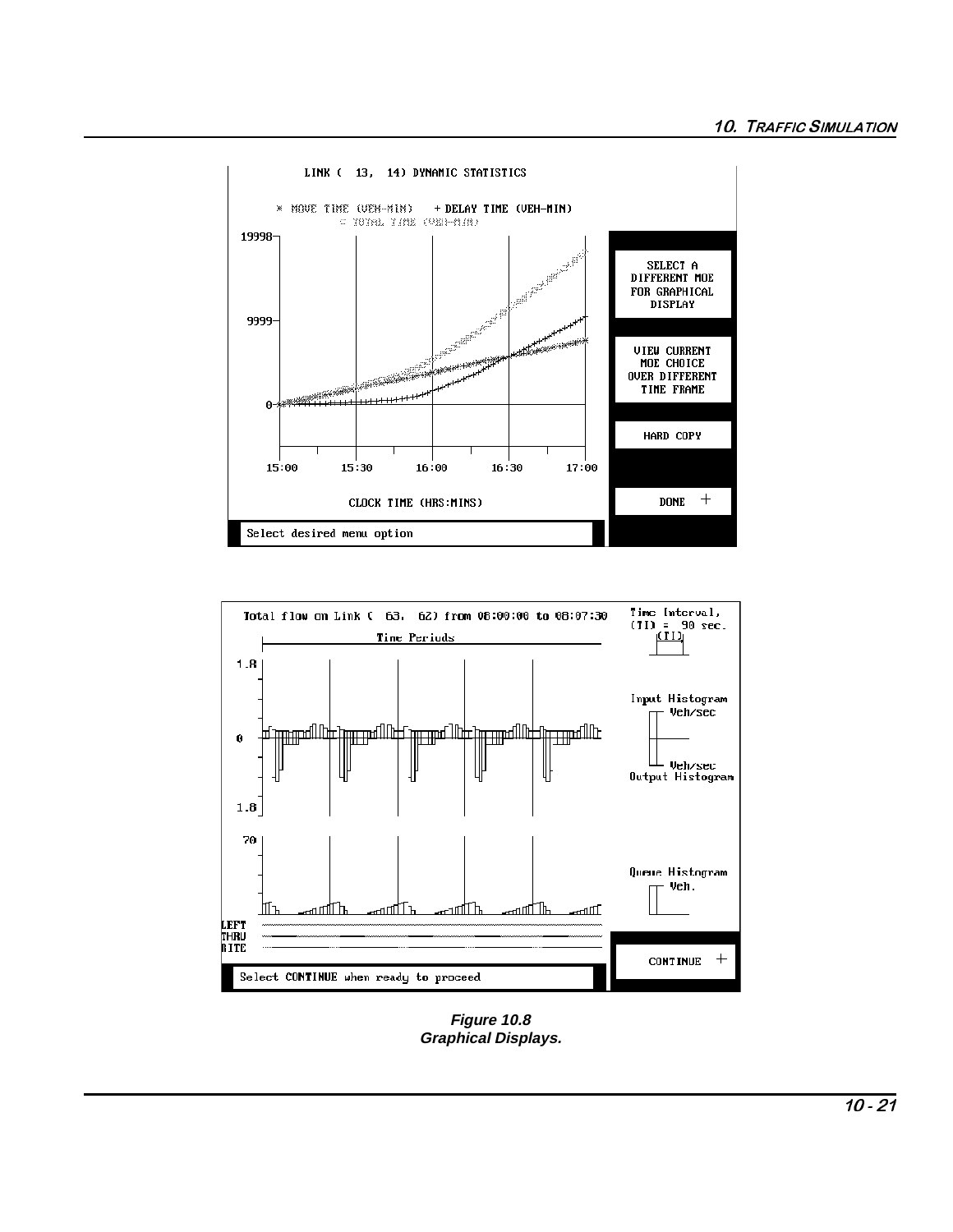**Figure 10.8**
**Graphical Displays.**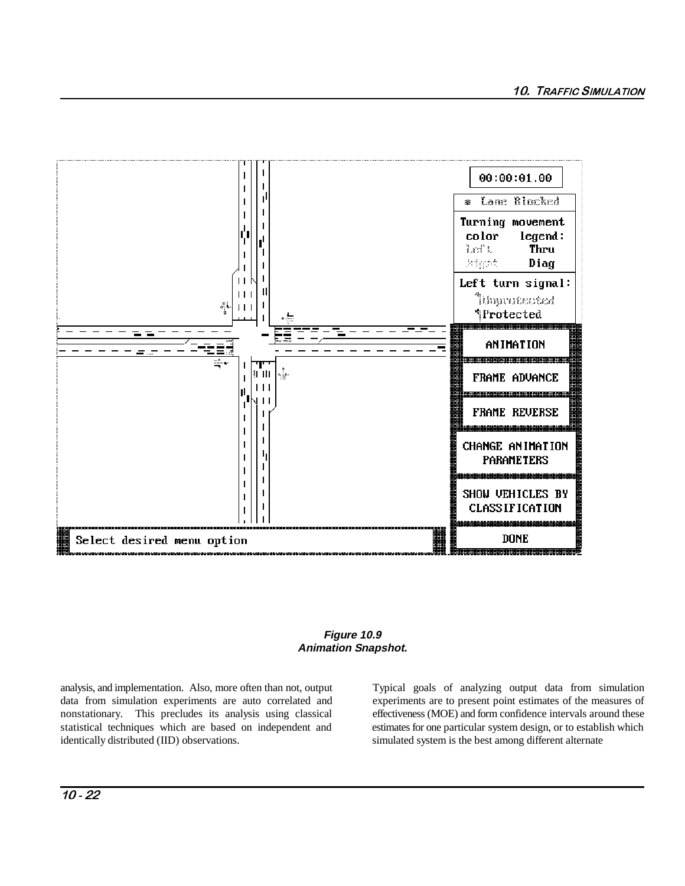**Figure 10.9**
**Animation Snapshot.**

analysis, and implementation. Also, more often than not, output data from simulation experiments are auto correlated and nonstationary. This precludes its analysis using classical statistical techniques which are based on independent and identically distributed (IID) observations.

Typical goals of analyzing output data from simulation experiments are to present point estimates of the measures of effectiveness (MOE) and form confidence intervals around these estimates for one particular system design, or to establish which simulated system is the best among different alternate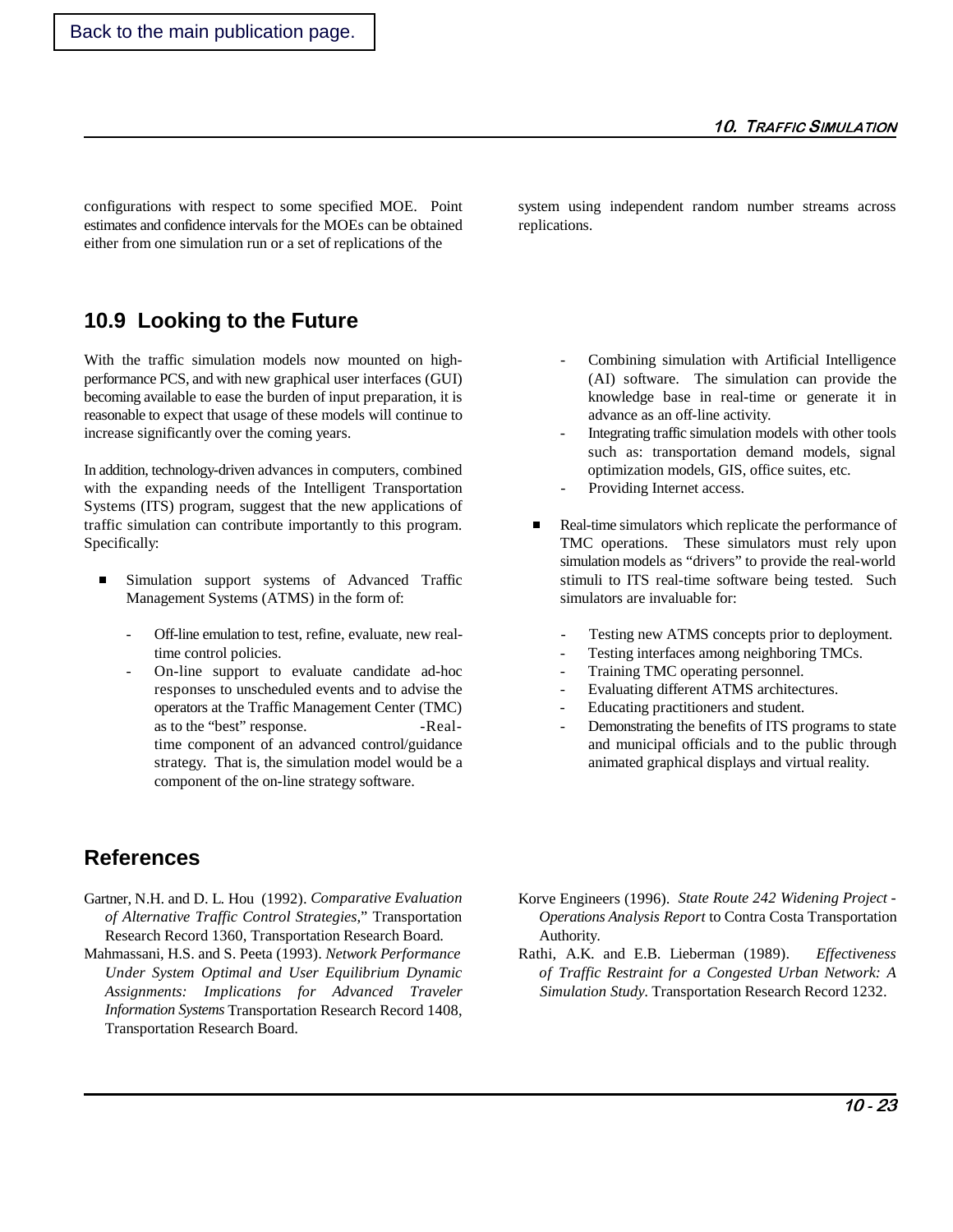configurations with respect to some specified MOE. Point estimates and confidence intervals for the MOEs can be obtained either from one simulation run or a set of replications of the system using independent random number streams across replications.

## 10.9 Looking to the Future

With the traffic simulation models now mounted on high-performance PCS, and with new graphical user interfaces (GUI) becoming available to ease the burden of input preparation, it is reasonable to expect that usage of these models will continue to increase significantly over the coming years.

In addition, technology-driven advances in computers, combined with the expanding needs of the Intelligent Transportation Systems (ITS) program, suggest that the new applications of traffic simulation can contribute importantly to this program. Specifically:

- Simulation support systems of Advanced Traffic Management Systems (ATMS) in the form of:
  - Off-line emulation to test, refine, evaluate, new real-time control policies.
  - On-line support to evaluate candidate ad-hoc responses to unscheduled events and to advise the operators at the Traffic Management Center (TMC) as to the "best" response.
  - Real-time component of an advanced control/guidance strategy. That is, the simulation model would be a component of the on-line strategy software.
  - Combining simulation with Artificial Intelligence (AI) software. The simulation can provide the knowledge base in real-time or generate it in advance as an off-line activity.
  - Integrating traffic simulation models with other tools such as: transportation demand models, signal optimization models, GIS, office suites, etc.
  - Providing Internet access.
- Real-time simulators which replicate the performance of TMC operations. These simulators must rely upon simulation models as "drivers" to provide the real-world stimuli to ITS real-time software being tested. Such simulators are invaluable for:
  - Testing new ATMS concepts prior to deployment.
  - Testing interfaces among neighboring TMCs.
  - Training TMC operating personnel.
  - Evaluating different ATMS architectures.
  - Educating practitioners and student.
  - Demonstrating the benefits of ITS programs to state and municipal officials and to the public through animated graphical displays and virtual reality.

## References

Gartner, N.H. and D. L. Hou (1992). *Comparative Evaluation of Alternative Traffic Control Strategies,*" Transportation Research Record 1360, Transportation Research Board.

Mahmassani, H.S. and S. Peeta (1993). *Network Performance Under System Optimal and User Equilibrium Dynamic Assignments: Implications for Advanced Traveler Information Systems* Transportation Research Record 1408, Transportation Research Board.

Korve Engineers (1996). *State Route 242 Widening Project - Operations Analysis Report* to Contra Costa Transportation Authority.

Rathi, A.K. and E.B. Lieberman (1989). *Effectiveness of Traffic Restraint for a Congested Urban Network: A Simulation Study*. Transportation Research Record 1232.